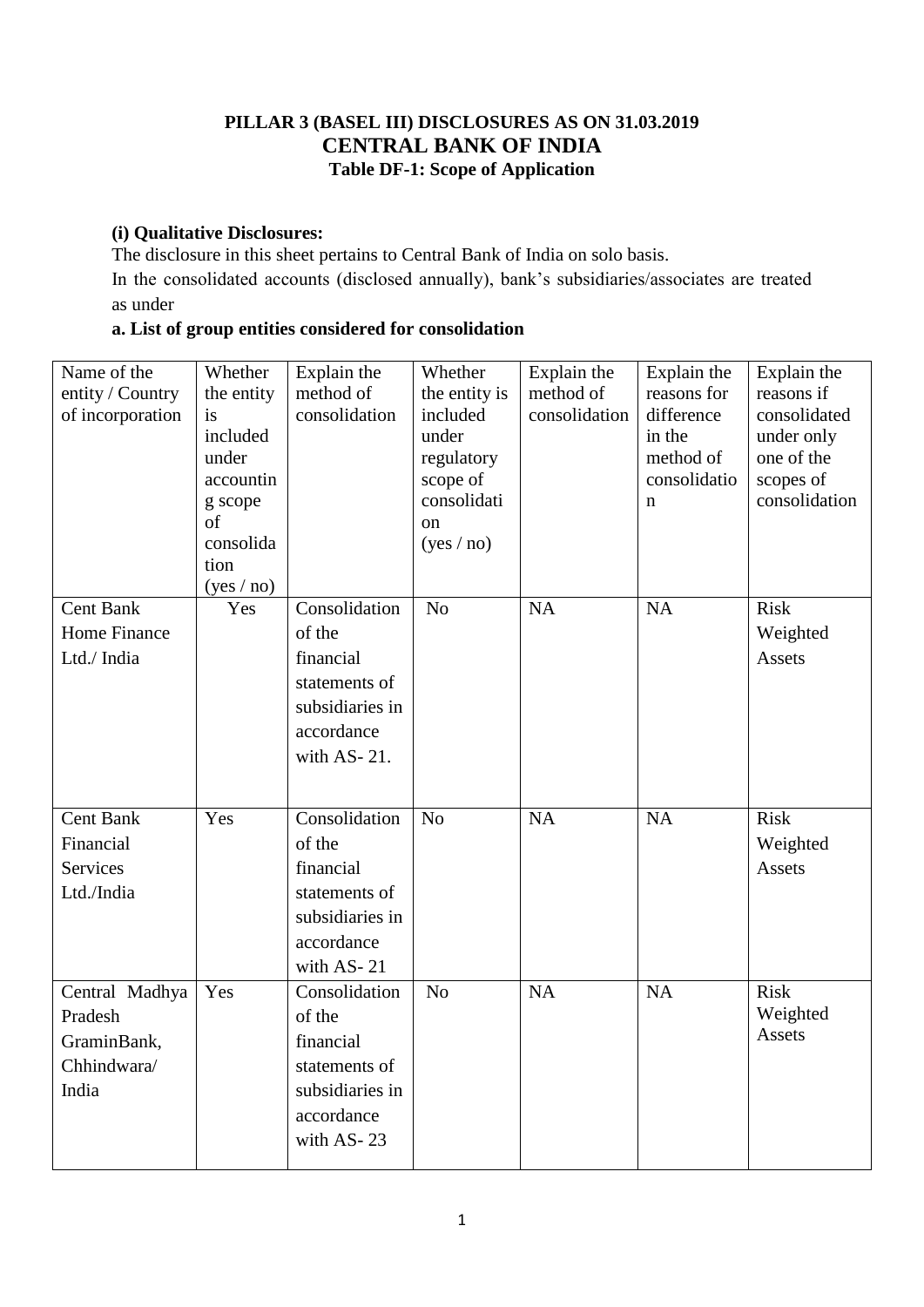## PILLAR 3 (BASEL III) DISCLOSURES AS ON 31.03.2019

# CENTRAL BANK OF INDIA

### Table DF-1: Scope of Application

**(i) Qualitative Disclosures:**

The disclosure in this sheet pertains to Central Bank of India on solo basis.

In the consolidated accounts (disclosed annually), bank's subsidiaries/associates are treated as under

**a. List of group entities considered for consolidation**

| Name of the entity / Country of incorporation | Whether the entity is included under accounting scope of consolidation (yes / no) | Explain the method of consolidation | Whether the entity is included under regulatory scope of consolidation (yes / no) | Explain the method of consolidation | Explain the reasons for difference in the method of consolidation | Explain the reasons if consolidated under only one of the scopes of consolidation |
|---|---|---|---|---|---|---|
| Cent Bank Home Finance Ltd./ India | Yes | Consolidation of the financial statements of subsidiaries in accordance with AS- 21. | No | NA | NA | Risk Weighted Assets |
| Cent Bank Financial Services Ltd./India | Yes | Consolidation of the financial statements of subsidiaries in accordance with AS- 21 | No | NA | NA | Risk Weighted Assets |
| Central Madhya Pradesh GraminBank, Chhindwara/ India | Yes | Consolidation of the financial statements of subsidiaries in accordance with AS- 23 | No | NA | NA | Risk Weighted Assets |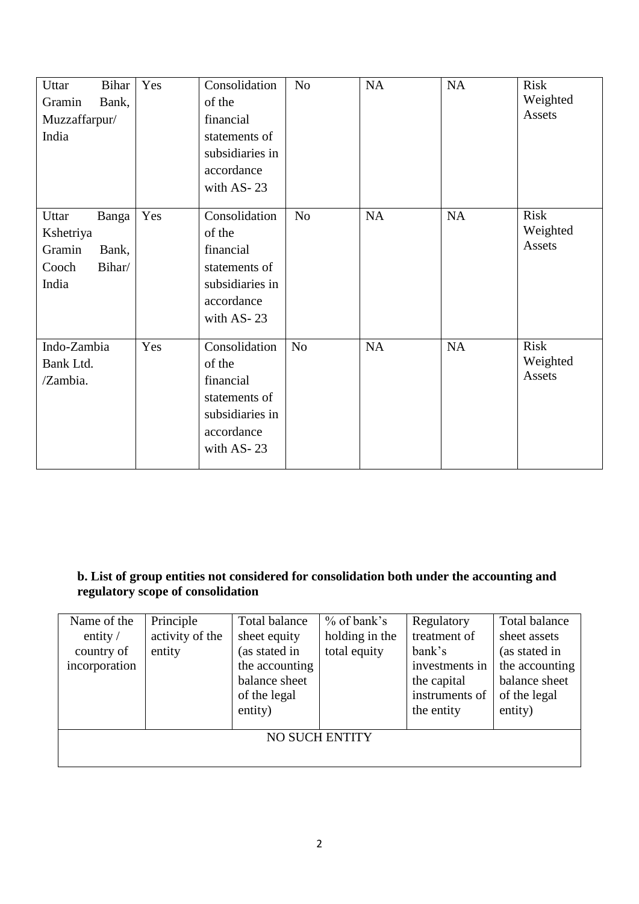| | | | | | | |
|---|---|---|---|---|---|---|
| Uttar Bihar Gramin Bank, Muzzaffarpur/ India | Yes | Consolidation of the financial statements of subsidiaries in accordance with AS- 23 | No | NA | NA | Risk Weighted Assets |
| Uttar Banga Kshetriya Gramin Bank, Cooch Bihar/ India | Yes | Consolidation of the financial statements of subsidiaries in accordance with AS- 23 | No | NA | NA | Risk Weighted Assets |
| Indo-Zambia Bank Ltd. /Zambia. | Yes | Consolidation of the financial statements of subsidiaries in accordance with AS- 23 | No | NA | NA | Risk Weighted Assets |

**b. List of group entities not considered for consolidation both under the accounting and regulatory scope of consolidation**

| Name of the entity / country of incorporation | Principle activity of the entity | Total balance sheet equity (as stated in the accounting balance sheet of the legal entity) | % of bank's holding in the total equity | Regulatory treatment of bank's investments in the capital instruments of the entity | Total balance sheet assets (as stated in the accounting balance sheet of the legal entity) |
|---|---|---|---|---|---|
| NO SUCH ENTITY | | | | | |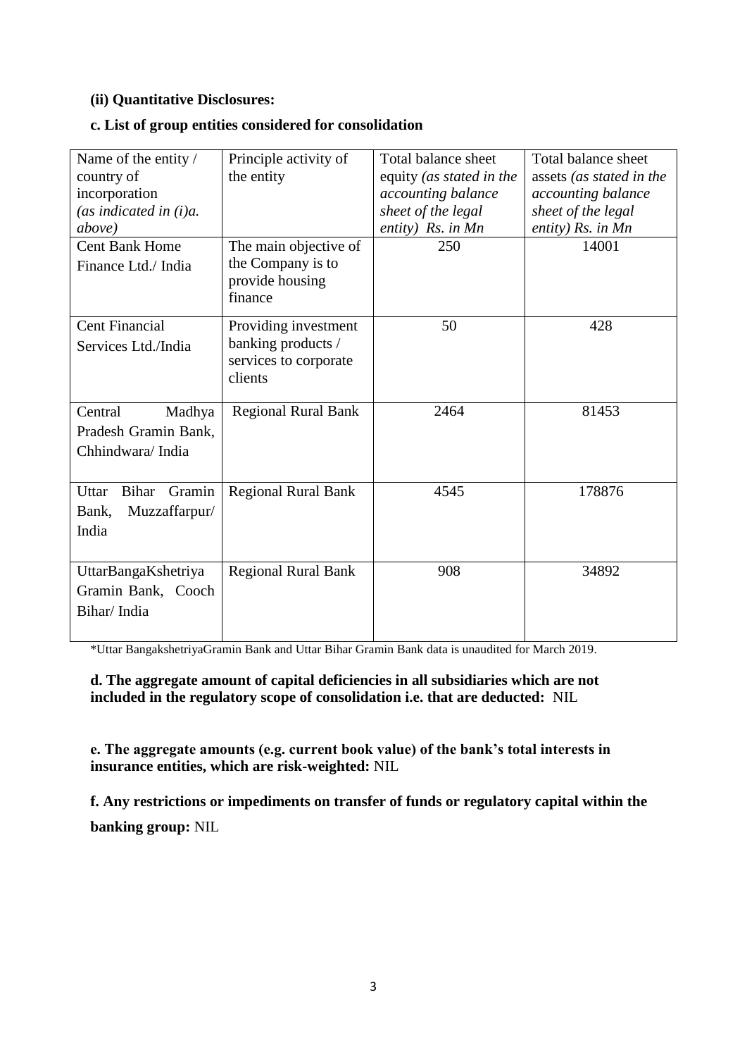**(ii) Quantitative Disclosures:**

**c. List of group entities considered for consolidation**

| Name of the entity / country of incorporation *(as indicated in (i)a. above)* | Principle activity of the entity | Total balance sheet equity *(as stated in the accounting balance sheet of the legal entity) Rs. in Mn* | Total balance sheet assets *(as stated in the accounting balance sheet of the legal entity) Rs. in Mn* |
|---|---|---|---|
| Cent Bank Home Finance Ltd./ India | The main objective of the Company is to provide housing finance | 250 | 14001 |
| Cent Financial Services Ltd./India | Providing investment banking products / services to corporate clients | 50 | 428 |
| Central Madhya Pradesh Gramin Bank, Chhindwara/ India | Regional Rural Bank | 2464 | 81453 |
| Uttar Bihar Gramin Bank, Muzzaffarpur/ India | Regional Rural Bank | 4545 | 178876 |
| UttarBangaKshetriya Gramin Bank, Cooch Bihar/ India | Regional Rural Bank | 908 | 34892 |

*Uttar BangakshetriyaGramin Bank and Uttar Bihar Gramin Bank data is unaudited for March 2019.

**d. The aggregate amount of capital deficiencies in all subsidiaries which are not included in the regulatory scope of consolidation i.e. that are deducted:** NIL

**e. The aggregate amounts (e.g. current book value) of the bank's total interests in insurance entities, which are risk-weighted:** NIL

**f. Any restrictions or impediments on transfer of funds or regulatory capital within the banking group:** NIL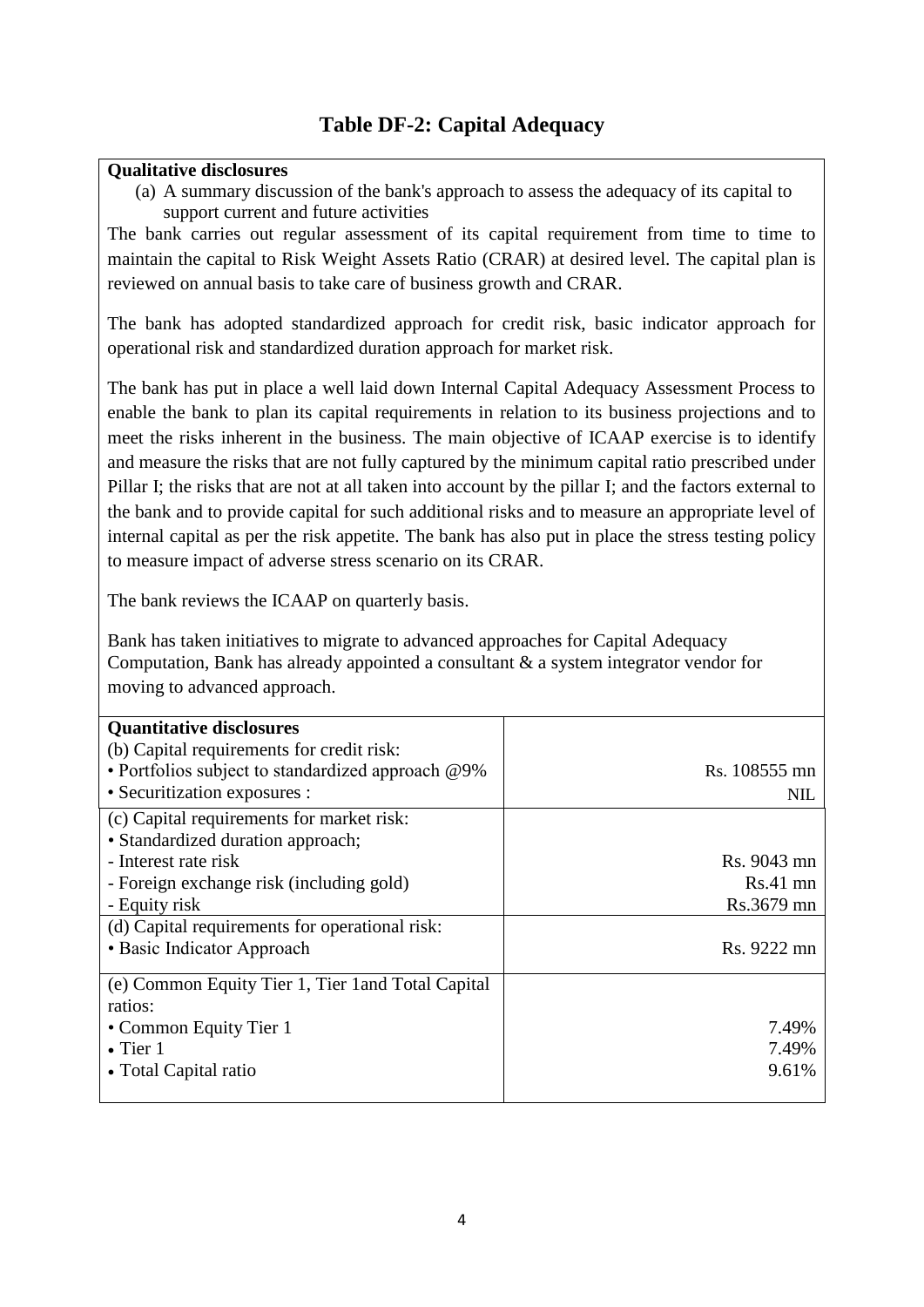# Table DF-2: Capital Adequacy

**Qualitative disclosures**

(a) A summary discussion of the bank's approach to assess the adequacy of its capital to support current and future activities

The bank carries out regular assessment of its capital requirement from time to time to maintain the capital to Risk Weight Assets Ratio (CRAR) at desired level. The capital plan is reviewed on annual basis to take care of business growth and CRAR.

The bank has adopted standardized approach for credit risk, basic indicator approach for operational risk and standardized duration approach for market risk.

The bank has put in place a well laid down Internal Capital Adequacy Assessment Process to enable the bank to plan its capital requirements in relation to its business projections and to meet the risks inherent in the business. The main objective of ICAAP exercise is to identify and measure the risks that are not fully captured by the minimum capital ratio prescribed under Pillar I; the risks that are not at all taken into account by the pillar I; and the factors external to the bank and to provide capital for such additional risks and to measure an appropriate level of internal capital as per the risk appetite. The bank has also put in place the stress testing policy to measure impact of adverse stress scenario on its CRAR.

The bank reviews the ICAAP on quarterly basis.

Bank has taken initiatives to migrate to advanced approaches for Capital Adequacy Computation, Bank has already appointed a consultant & a system integrator vendor for moving to advanced approach.

| **Quantitative disclosures** | |
|---|---|
| (b) Capital requirements for credit risk: | |
| • Portfolios subject to standardized approach @9% | Rs. 108555 mn |
| • Securitization exposures : | NIL |
| (c) Capital requirements for market risk: | |
| • Standardized duration approach; | |
| - Interest rate risk | Rs. 9043 mn |
| - Foreign exchange risk (including gold) | Rs.41 mn |
| - Equity risk | Rs.3679 mn |
| (d) Capital requirements for operational risk: | |
| • Basic Indicator Approach | Rs. 9222 mn |
| (e) Common Equity Tier 1, Tier 1and Total Capital ratios: | |
| • Common Equity Tier 1 | 7.49% |
| • Tier 1 | 7.49% |
| • Total Capital ratio | 9.61% |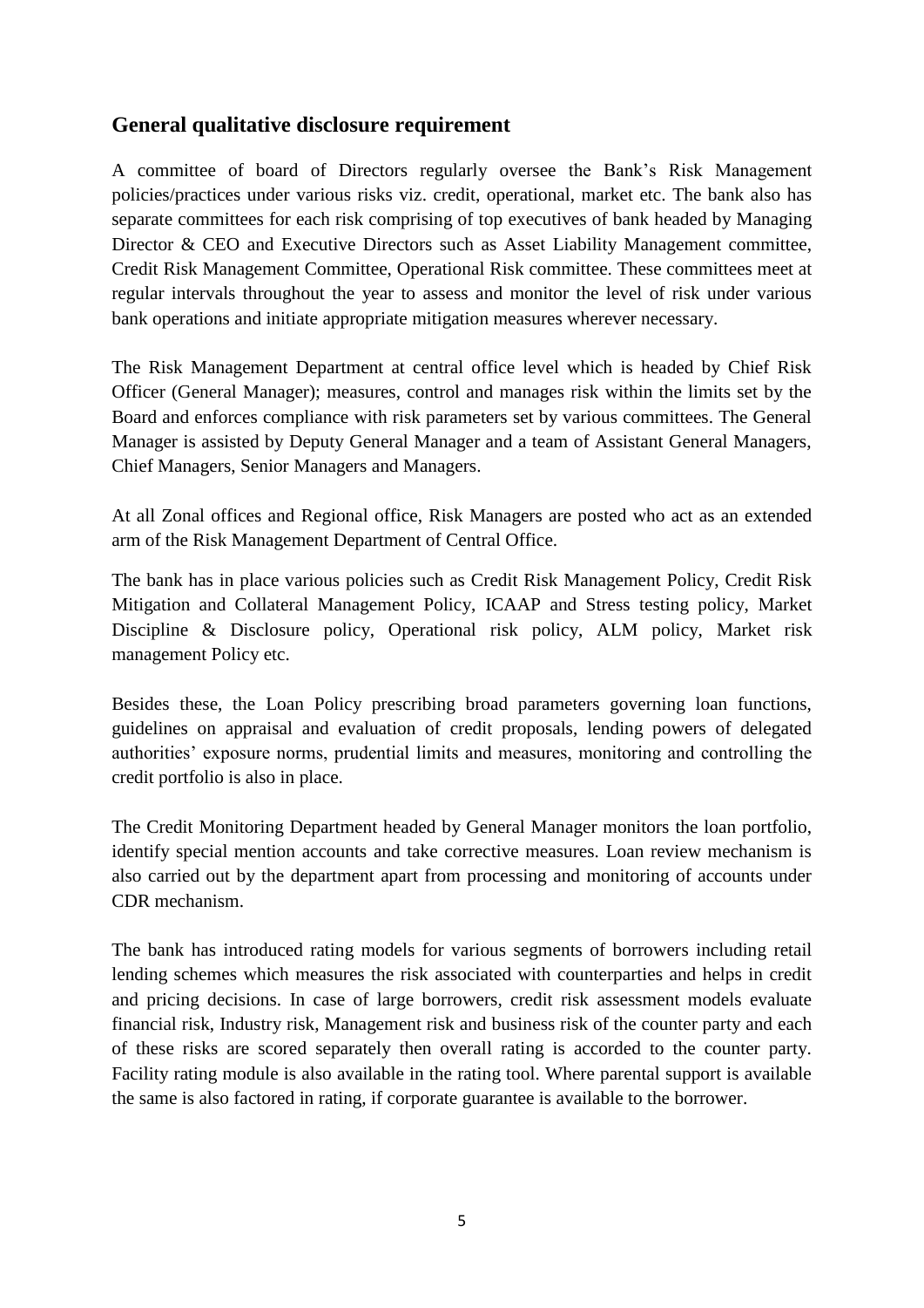## General qualitative disclosure requirement

A committee of board of Directors regularly oversee the Bank's Risk Management policies/practices under various risks viz. credit, operational, market etc. The bank also has separate committees for each risk comprising of top executives of bank headed by Managing Director & CEO and Executive Directors such as Asset Liability Management committee, Credit Risk Management Committee, Operational Risk committee. These committees meet at regular intervals throughout the year to assess and monitor the level of risk under various bank operations and initiate appropriate mitigation measures wherever necessary.

The Risk Management Department at central office level which is headed by Chief Risk Officer (General Manager); measures, control and manages risk within the limits set by the Board and enforces compliance with risk parameters set by various committees. The General Manager is assisted by Deputy General Manager and a team of Assistant General Managers, Chief Managers, Senior Managers and Managers.

At all Zonal offices and Regional office, Risk Managers are posted who act as an extended arm of the Risk Management Department of Central Office.

The bank has in place various policies such as Credit Risk Management Policy, Credit Risk Mitigation and Collateral Management Policy, ICAAP and Stress testing policy, Market Discipline & Disclosure policy, Operational risk policy, ALM policy, Market risk management Policy etc.

Besides these, the Loan Policy prescribing broad parameters governing loan functions, guidelines on appraisal and evaluation of credit proposals, lending powers of delegated authorities' exposure norms, prudential limits and measures, monitoring and controlling the credit portfolio is also in place.

The Credit Monitoring Department headed by General Manager monitors the loan portfolio, identify special mention accounts and take corrective measures. Loan review mechanism is also carried out by the department apart from processing and monitoring of accounts under CDR mechanism.

The bank has introduced rating models for various segments of borrowers including retail lending schemes which measures the risk associated with counterparties and helps in credit and pricing decisions. In case of large borrowers, credit risk assessment models evaluate financial risk, Industry risk, Management risk and business risk of the counter party and each of these risks are scored separately then overall rating is accorded to the counter party. Facility rating module is also available in the rating tool. Where parental support is available the same is also factored in rating, if corporate guarantee is available to the borrower.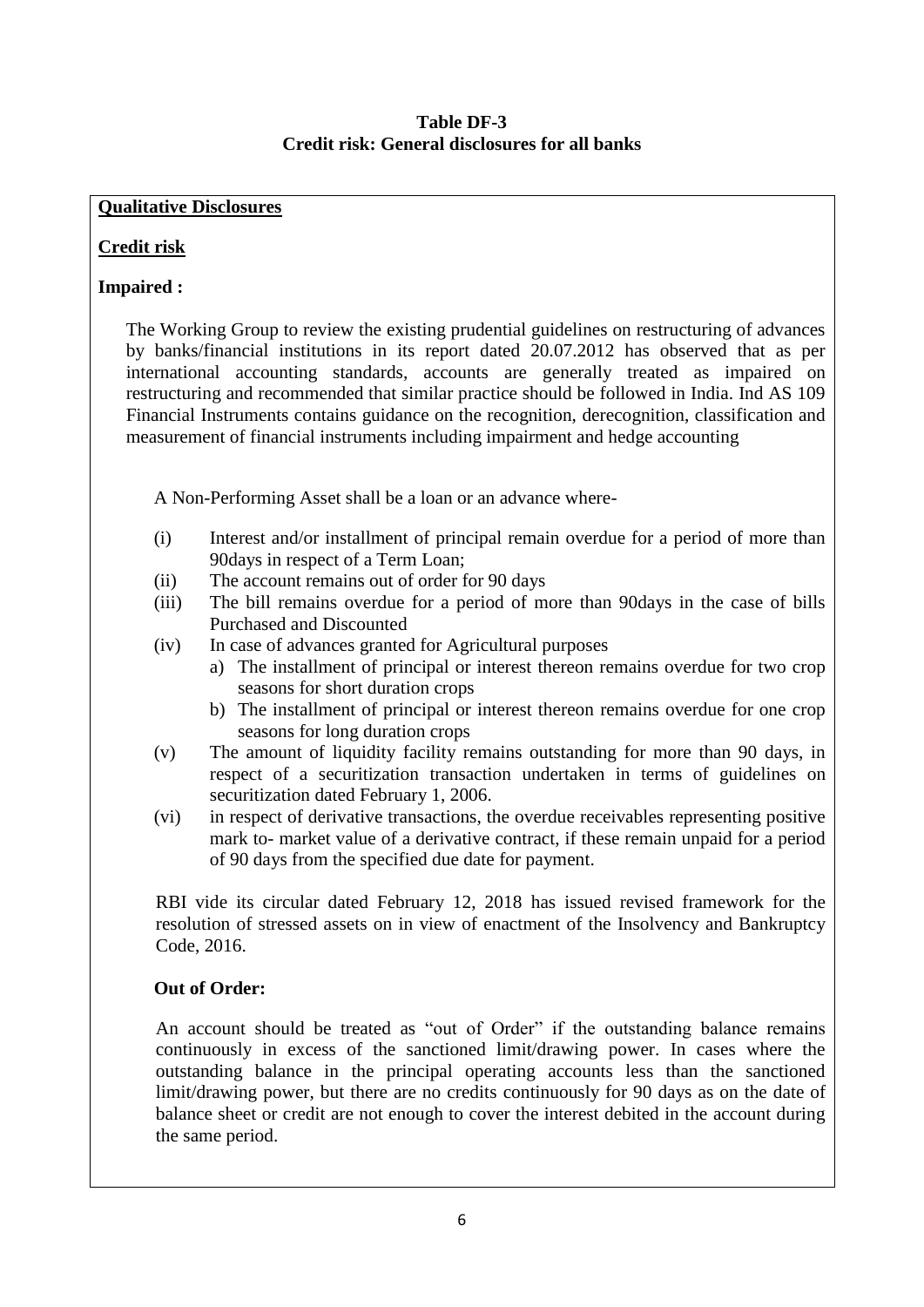**Table DF-3**
**Credit risk: General disclosures for all banks**

**Qualitative Disclosures**

**Credit risk**

**Impaired :**

The Working Group to review the existing prudential guidelines on restructuring of advances by banks/financial institutions in its report dated 20.07.2012 has observed that as per international accounting standards, accounts are generally treated as impaired on restructuring and recommended that similar practice should be followed in India. Ind AS 109 Financial Instruments contains guidance on the recognition, derecognition, classification and measurement of financial instruments including impairment and hedge accounting

A Non-Performing Asset shall be a loan or an advance where-

- (i) Interest and/or installment of principal remain overdue for a period of more than 90days in respect of a Term Loan;
- (ii) The account remains out of order for 90 days
- (iii) The bill remains overdue for a period of more than 90days in the case of bills Purchased and Discounted
- (iv) In case of advances granted for Agricultural purposes
  - a) The installment of principal or interest thereon remains overdue for two crop seasons for short duration crops
  - b) The installment of principal or interest thereon remains overdue for one crop seasons for long duration crops
- (v) The amount of liquidity facility remains outstanding for more than 90 days, in respect of a securitization transaction undertaken in terms of guidelines on securitization dated February 1, 2006.
- (vi) in respect of derivative transactions, the overdue receivables representing positive mark to- market value of a derivative contract, if these remain unpaid for a period of 90 days from the specified due date for payment.

RBI vide its circular dated February 12, 2018 has issued revised framework for the resolution of stressed assets on in view of enactment of the Insolvency and Bankruptcy Code, 2016.

**Out of Order:**

An account should be treated as "out of Order" if the outstanding balance remains continuously in excess of the sanctioned limit/drawing power. In cases where the outstanding balance in the principal operating accounts less than the sanctioned limit/drawing power, but there are no credits continuously for 90 days as on the date of balance sheet or credit are not enough to cover the interest debited in the account during the same period.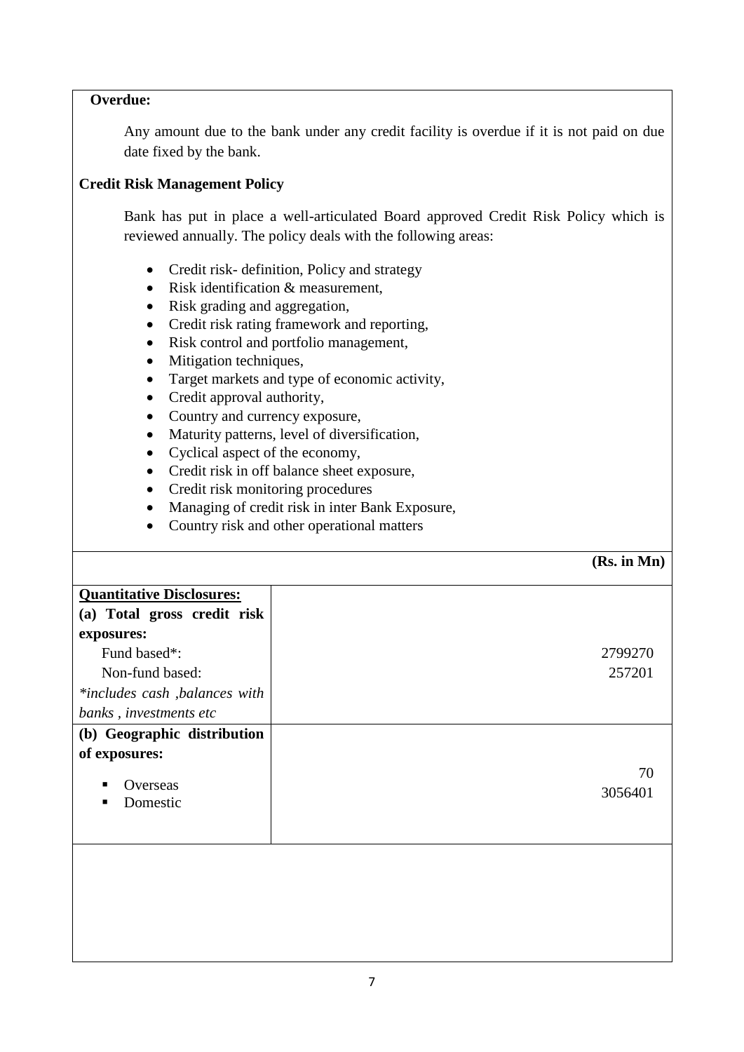**Overdue:**

Any amount due to the bank under any credit facility is overdue if it is not paid on due date fixed by the bank.

**Credit Risk Management Policy**

Bank has put in place a well-articulated Board approved Credit Risk Policy which is reviewed annually. The policy deals with the following areas:

- Credit risk- definition, Policy and strategy
- Risk identification & measurement,
- Risk grading and aggregation,
- Credit risk rating framework and reporting,
- Risk control and portfolio management,
- Mitigation techniques,
- Target markets and type of economic activity,
- Credit approval authority,
- Country and currency exposure,
- Maturity patterns, level of diversification,
- Cyclical aspect of the economy,
- Credit risk in off balance sheet exposure,
- Credit risk monitoring procedures
- Managing of credit risk in inter Bank Exposure,
- Country risk and other operational matters

**(Rs. in Mn)**

| | |
|---|---|
| **Quantitative Disclosures:** | |
| **(a) Total gross credit risk exposures:** | |
| Fund based*: | 2799270 |
| Non-fund based: | 257201 |
| *\*includes cash ,balances with banks , investments etc* | |
| **(b) Geographic distribution of exposures:** | |
| ▪ Overseas | 70 |
| ▪ Domestic | 3056401 |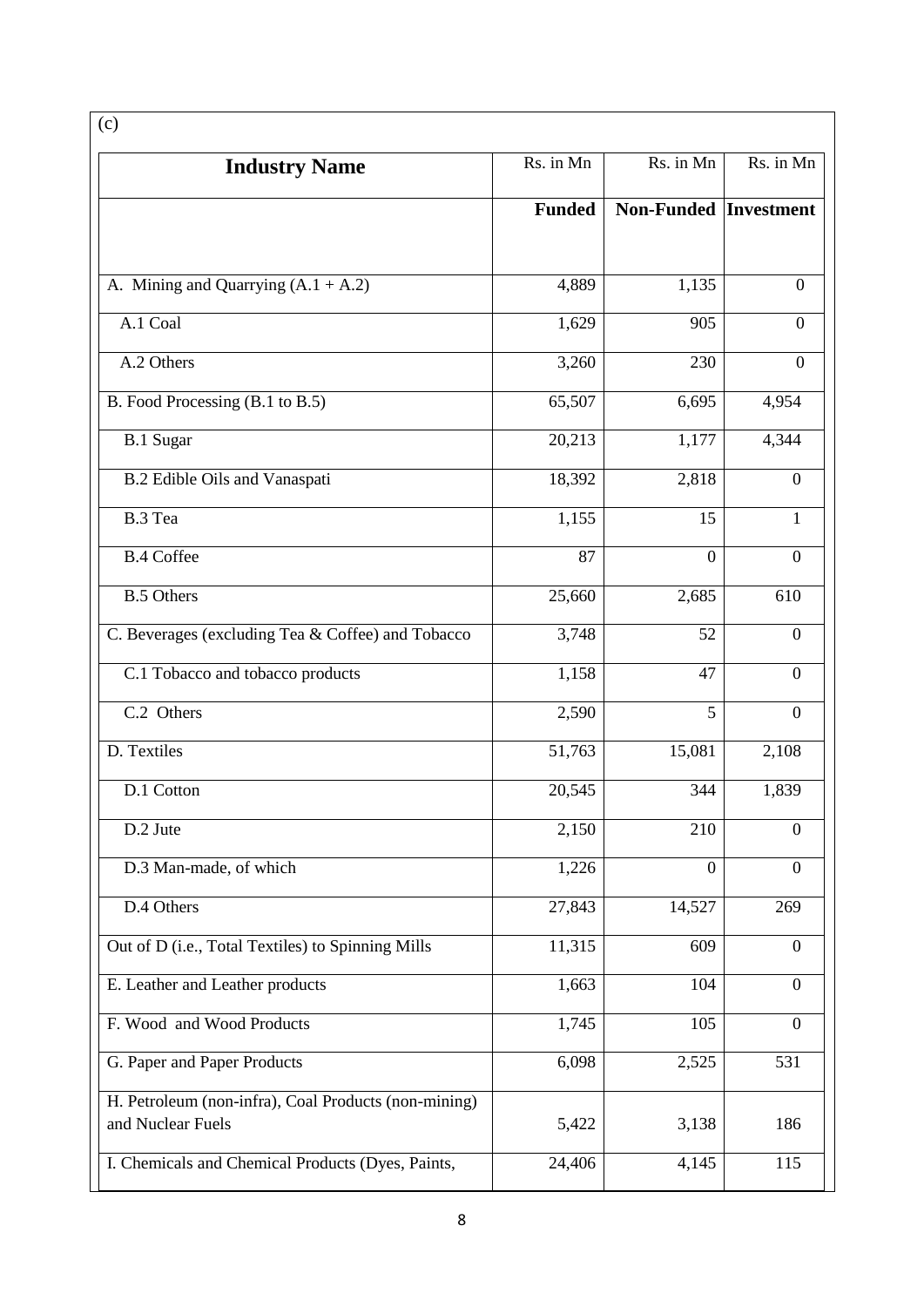(c)

| Industry Name | Rs. in Mn | Rs. in Mn | Rs. in Mn |
|---|---|---|---|
| | **Funded** | **Non-Funded** | **Investment** |
| A. Mining and Quarrying (A.1 + A.2) | 4,889 | 1,135 | 0 |
| A.1 Coal | 1,629 | 905 | 0 |
| A.2 Others | 3,260 | 230 | 0 |
| B. Food Processing (B.1 to B.5) | 65,507 | 6,695 | 4,954 |
| B.1 Sugar | 20,213 | 1,177 | 4,344 |
| B.2 Edible Oils and Vanaspati | 18,392 | 2,818 | 0 |
| B.3 Tea | 1,155 | 15 | 1 |
| B.4 Coffee | 87 | 0 | 0 |
| B.5 Others | 25,660 | 2,685 | 610 |
| C. Beverages (excluding Tea & Coffee) and Tobacco | 3,748 | 52 | 0 |
| C.1 Tobacco and tobacco products | 1,158 | 47 | 0 |
| C.2 Others | 2,590 | 5 | 0 |
| D. Textiles | 51,763 | 15,081 | 2,108 |
| D.1 Cotton | 20,545 | 344 | 1,839 |
| D.2 Jute | 2,150 | 210 | 0 |
| D.3 Man-made, of which | 1,226 | 0 | 0 |
| D.4 Others | 27,843 | 14,527 | 269 |
| Out of D (i.e., Total Textiles) to Spinning Mills | 11,315 | 609 | 0 |
| E. Leather and Leather products | 1,663 | 104 | 0 |
| F. Wood and Wood Products | 1,745 | 105 | 0 |
| G. Paper and Paper Products | 6,098 | 2,525 | 531 |
| H. Petroleum (non-infra), Coal Products (non-mining) and Nuclear Fuels | 5,422 | 3,138 | 186 |
| I. Chemicals and Chemical Products (Dyes, Paints, | 24,406 | 4,145 | 115 |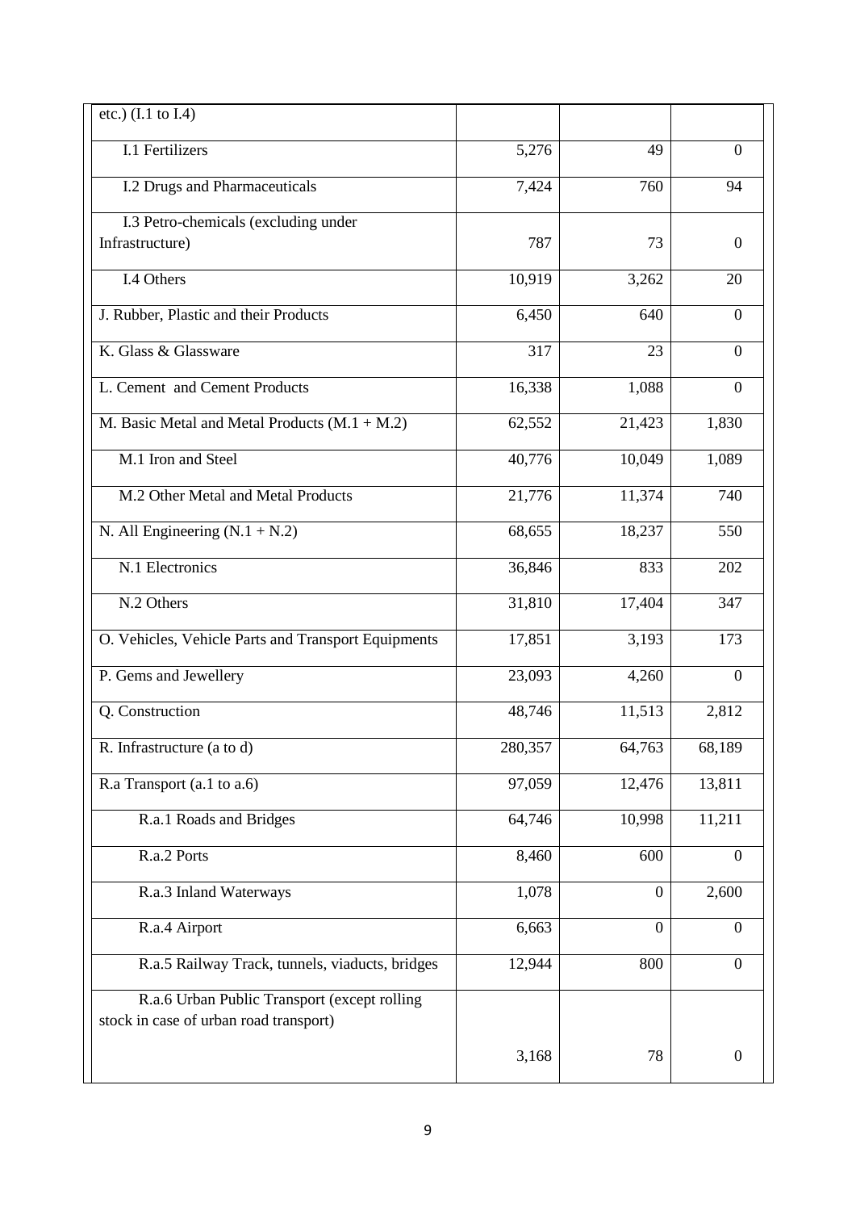| | | | |
|---|---|---|---|
| etc.) (I.1 to I.4) | | | |
| I.1 Fertilizers | 5,276 | 49 | 0 |
| I.2 Drugs and Pharmaceuticals | 7,424 | 760 | 94 |
| I.3 Petro-chemicals (excluding under Infrastructure) | 787 | 73 | 0 |
| I.4 Others | 10,919 | 3,262 | 20 |
| J. Rubber, Plastic and their Products | 6,450 | 640 | 0 |
| K. Glass & Glassware | 317 | 23 | 0 |
| L. Cement and Cement Products | 16,338 | 1,088 | 0 |
| M. Basic Metal and Metal Products (M.1 + M.2) | 62,552 | 21,423 | 1,830 |
| M.1 Iron and Steel | 40,776 | 10,049 | 1,089 |
| M.2 Other Metal and Metal Products | 21,776 | 11,374 | 740 |
| N. All Engineering (N.1 + N.2) | 68,655 | 18,237 | 550 |
| N.1 Electronics | 36,846 | 833 | 202 |
| N.2 Others | 31,810 | 17,404 | 347 |
| O. Vehicles, Vehicle Parts and Transport Equipments | 17,851 | 3,193 | 173 |
| P. Gems and Jewellery | 23,093 | 4,260 | 0 |
| Q. Construction | 48,746 | 11,513 | 2,812 |
| R. Infrastructure (a to d) | 280,357 | 64,763 | 68,189 |
| R.a Transport (a.1 to a.6) | 97,059 | 12,476 | 13,811 |
| R.a.1 Roads and Bridges | 64,746 | 10,998 | 11,211 |
| R.a.2 Ports | 8,460 | 600 | 0 |
| R.a.3 Inland Waterways | 1,078 | 0 | 2,600 |
| R.a.4 Airport | 6,663 | 0 | 0 |
| R.a.5 Railway Track, tunnels, viaducts, bridges | 12,944 | 800 | 0 |
| R.a.6 Urban Public Transport (except rolling stock in case of urban road transport) | 3,168 | 78 | 0 |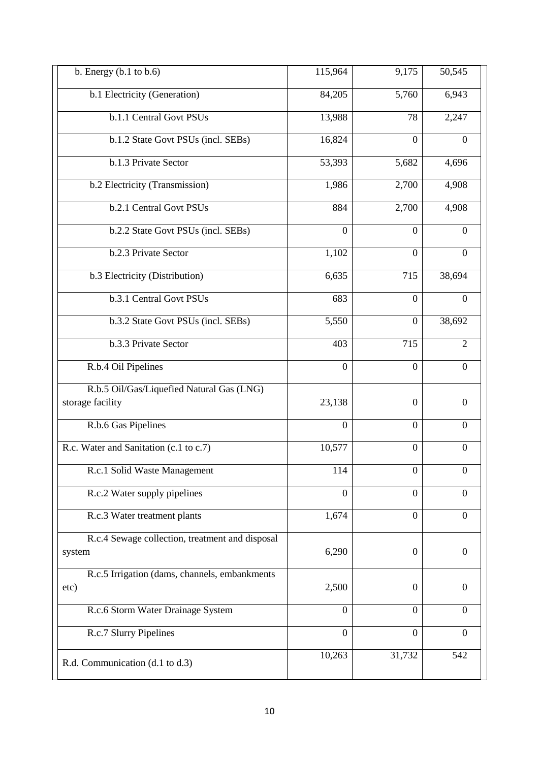| | | | |
|---|---|---|---|
| b. Energy (b.1 to b.6) | 115,964 | 9,175 | 50,545 |
| b.1 Electricity (Generation) | 84,205 | 5,760 | 6,943 |
| b.1.1 Central Govt PSUs | 13,988 | 78 | 2,247 |
| b.1.2 State Govt PSUs (incl. SEBs) | 16,824 | 0 | 0 |
| b.1.3 Private Sector | 53,393 | 5,682 | 4,696 |
| b.2 Electricity (Transmission) | 1,986 | 2,700 | 4,908 |
| b.2.1 Central Govt PSUs | 884 | 2,700 | 4,908 |
| b.2.2 State Govt PSUs (incl. SEBs) | 0 | 0 | 0 |
| b.2.3 Private Sector | 1,102 | 0 | 0 |
| b.3 Electricity (Distribution) | 6,635 | 715 | 38,694 |
| b.3.1 Central Govt PSUs | 683 | 0 | 0 |
| b.3.2 State Govt PSUs (incl. SEBs) | 5,550 | 0 | 38,692 |
| b.3.3 Private Sector | 403 | 715 | 2 |
| R.b.4 Oil Pipelines | 0 | 0 | 0 |
| R.b.5 Oil/Gas/Liquefied Natural Gas (LNG) storage facility | 23,138 | 0 | 0 |
| R.b.6 Gas Pipelines | 0 | 0 | 0 |
| R.c. Water and Sanitation (c.1 to c.7) | 10,577 | 0 | 0 |
| R.c.1 Solid Waste Management | 114 | 0 | 0 |
| R.c.2 Water supply pipelines | 0 | 0 | 0 |
| R.c.3 Water treatment plants | 1,674 | 0 | 0 |
| R.c.4 Sewage collection, treatment and disposal system | 6,290 | 0 | 0 |
| R.c.5 Irrigation (dams, channels, embankments etc) | 2,500 | 0 | 0 |
| R.c.6 Storm Water Drainage System | 0 | 0 | 0 |
| R.c.7 Slurry Pipelines | 0 | 0 | 0 |
| R.d. Communication (d.1 to d.3) | 10,263 | 31,732 | 542 |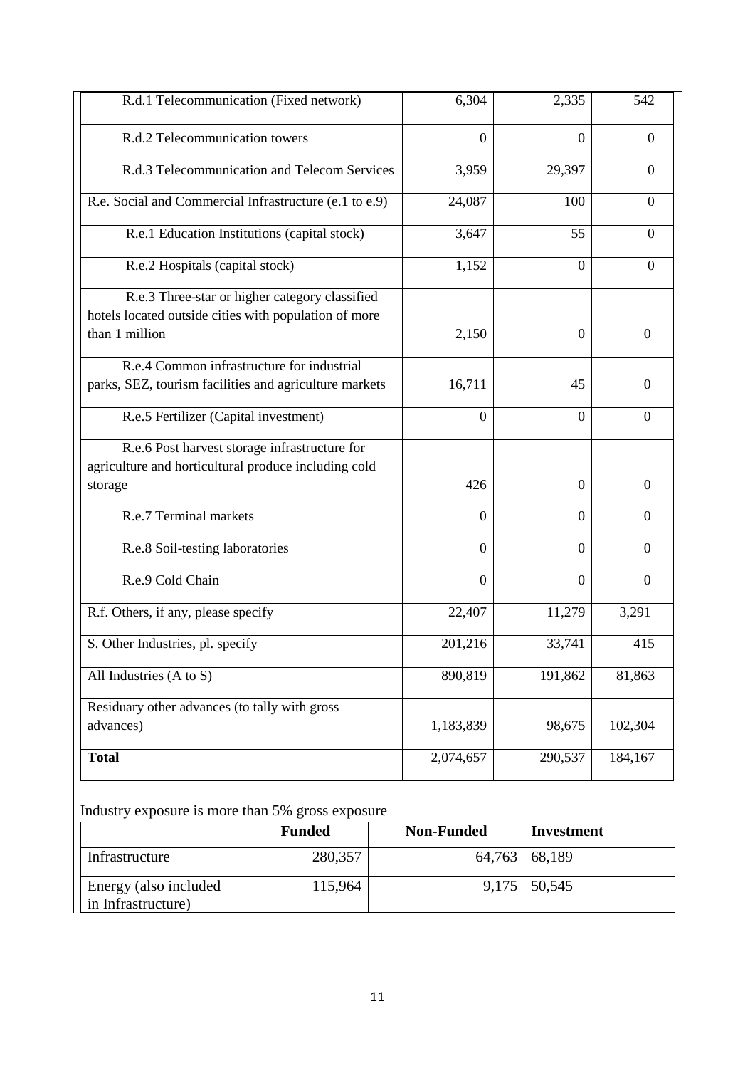| | | | |
|---|---|---|---|
| R.d.1 Telecommunication (Fixed network) | 6,304 | 2,335 | 542 |
| R.d.2 Telecommunication towers | 0 | 0 | 0 |
| R.d.3 Telecommunication and Telecom Services | 3,959 | 29,397 | 0 |
| R.e. Social and Commercial Infrastructure (e.1 to e.9) | 24,087 | 100 | 0 |
| R.e.1 Education Institutions (capital stock) | 3,647 | 55 | 0 |
| R.e.2 Hospitals (capital stock) | 1,152 | 0 | 0 |
| R.e.3 Three-star or higher category classified hotels located outside cities with population of more than 1 million | 2,150 | 0 | 0 |
| R.e.4 Common infrastructure for industrial parks, SEZ, tourism facilities and agriculture markets | 16,711 | 45 | 0 |
| R.e.5 Fertilizer (Capital investment) | 0 | 0 | 0 |
| R.e.6 Post harvest storage infrastructure for agriculture and horticultural produce including cold storage | 426 | 0 | 0 |
| R.e.7 Terminal markets | 0 | 0 | 0 |
| R.e.8 Soil-testing laboratories | 0 | 0 | 0 |
| R.e.9 Cold Chain | 0 | 0 | 0 |
| R.f. Others, if any, please specify | 22,407 | 11,279 | 3,291 |
| S. Other Industries, pl. specify | 201,216 | 33,741 | 415 |
| All Industries (A to S) | 890,819 | 191,862 | 81,863 |
| Residuary other advances (to tally with gross advances) | 1,183,839 | 98,675 | 102,304 |
| **Total** | 2,074,657 | 290,537 | 184,167 |

Industry exposure is more than 5% gross exposure

| | **Funded** | **Non-Funded** | **Investment** |
|---|---|---|---|
| Infrastructure | 280,357 | 64,763 | 68,189 |
| Energy (also included in Infrastructure) | 115,964 | 9,175 | 50,545 |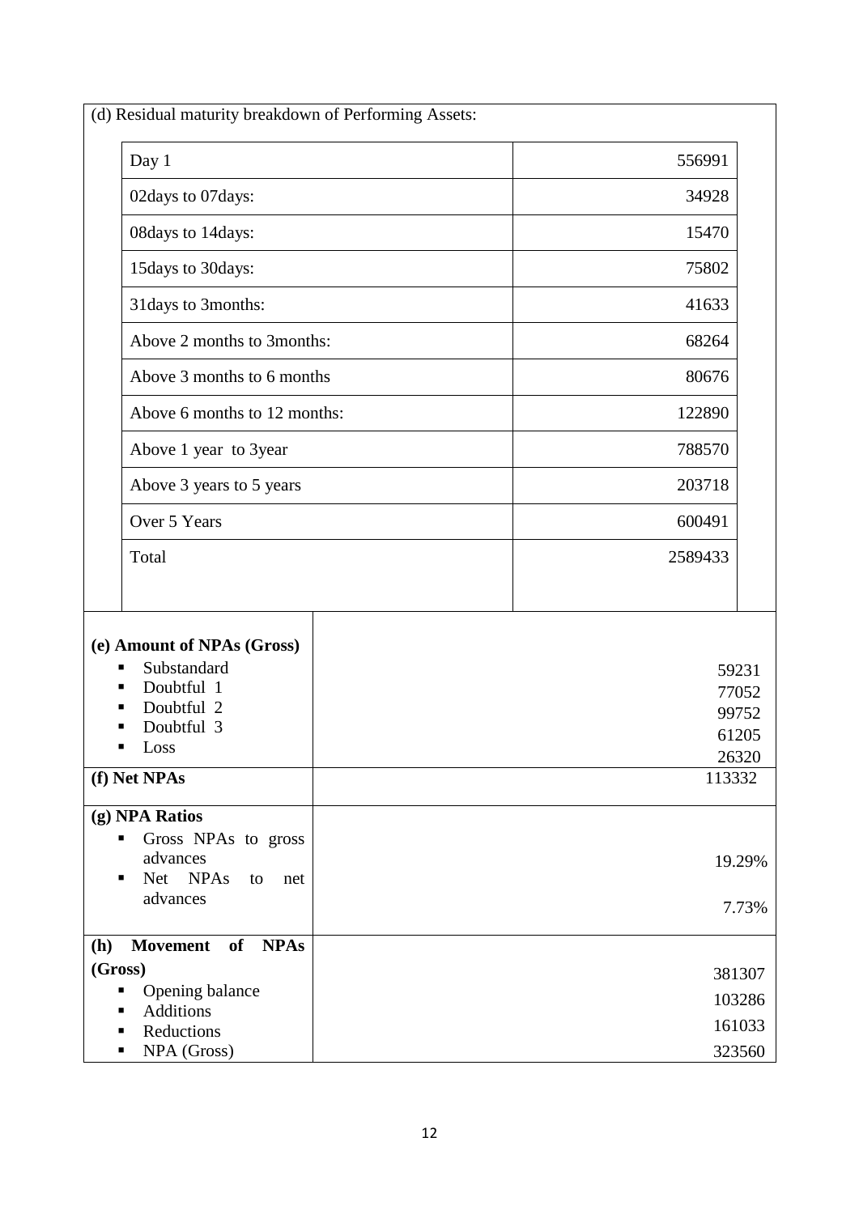(d) Residual maturity breakdown of Performing Assets:

| | |
|---|---|
| Day 1 | 556991 |
| 02days to 07days: | 34928 |
| 08days to 14days: | 15470 |
| 15days to 30days: | 75802 |
| 31days to 3months: | 41633 |
| Above 2 months to 3months: | 68264 |
| Above 3 months to 6 months | 80676 |
| Above 6 months to 12 months: | 122890 |
| Above 1 year to 3year | 788570 |
| Above 3 years to 5 years | 203718 |
| Over 5 Years | 600491 |
| Total | 2589433 |

| | |
|---|---|
| **(e) Amount of NPAs (Gross)** | |
| ▪ Substandard | 59231 |
| ▪ Doubtful 1 | 77052 |
| ▪ Doubtful 2 | 99752 |
| ▪ Doubtful 3 | 61205 |
| ▪ Loss | 26320 |
| **(f) Net NPAs** | 113332 |
| **(g) NPA Ratios** | |
| ▪ Gross NPAs to gross advances | 19.29% |
| ▪ Net NPAs to net advances | 7.73% |
| **(h) Movement of NPAs (Gross)** | |
| ▪ Opening balance | 381307 |
| ▪ Additions | 103286 |
| ▪ Reductions | 161033 |
| ▪ NPA (Gross) | 323560 |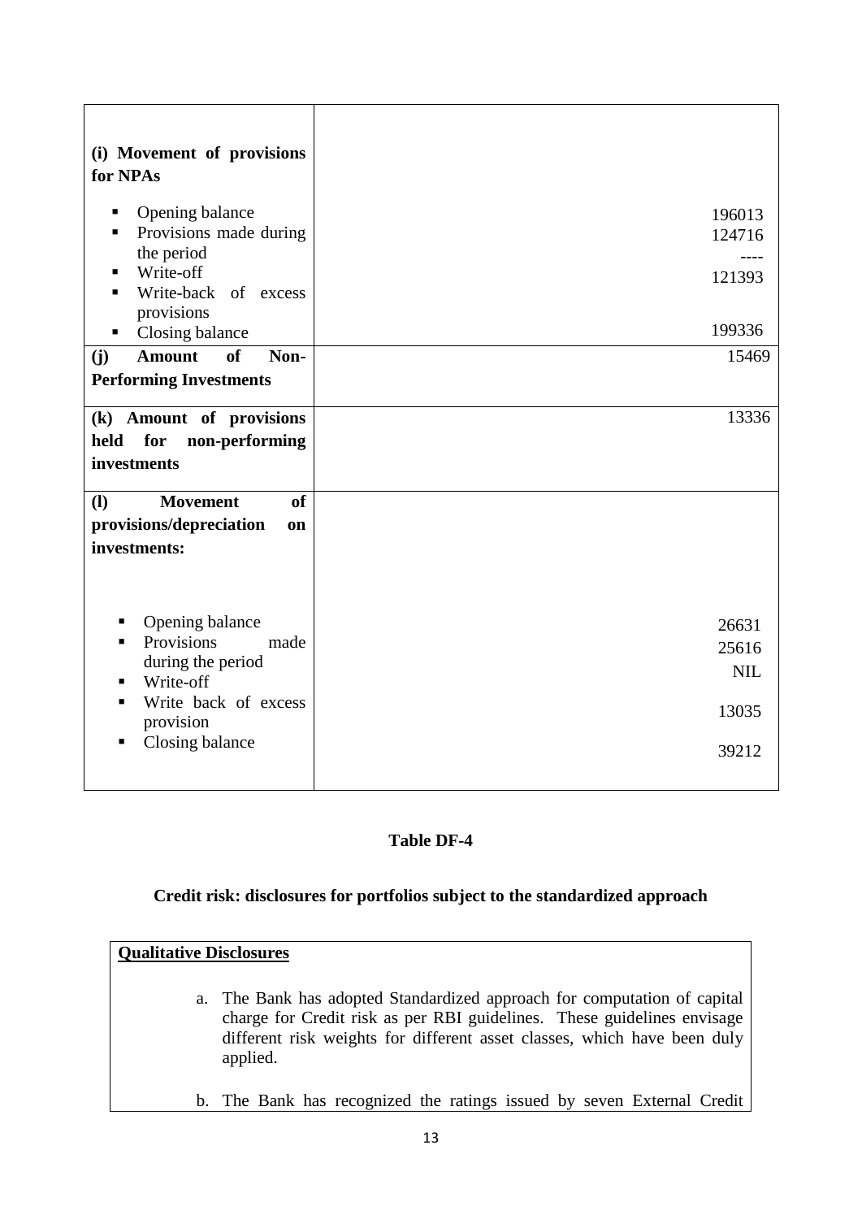| | |
|---|---|
| **(i) Movement of provisions for NPAs** | |
| ▪ Opening balance | 196013 |
| ▪ Provisions made during the period | 124716 |
| ▪ Write-off | ---- |
| ▪ Write-back of excess provisions | 121393 |
| ▪ Closing balance | 199336 |
| **(j) Amount of Non-Performing Investments** | 15469 |
| **(k) Amount of provisions held for non-performing investments** | 13336 |
| **(l) Movement of provisions/depreciation on investments:** | |
| ▪ Opening balance | 26631 |
| ▪ Provisions made during the period | 25616 |
| ▪ Write-off | NIL |
| ▪ Write back of excess provision | 13035 |
| ▪ Closing balance | 39212 |

## Table DF-4

### Credit risk: disclosures for portfolios subject to the standardized approach

**Qualitative Disclosures**

a. The Bank has adopted Standardized approach for computation of capital charge for Credit risk as per RBI guidelines. These guidelines envisage different risk weights for different asset classes, which have been duly applied.

b. The Bank has recognized the ratings issued by seven External Credit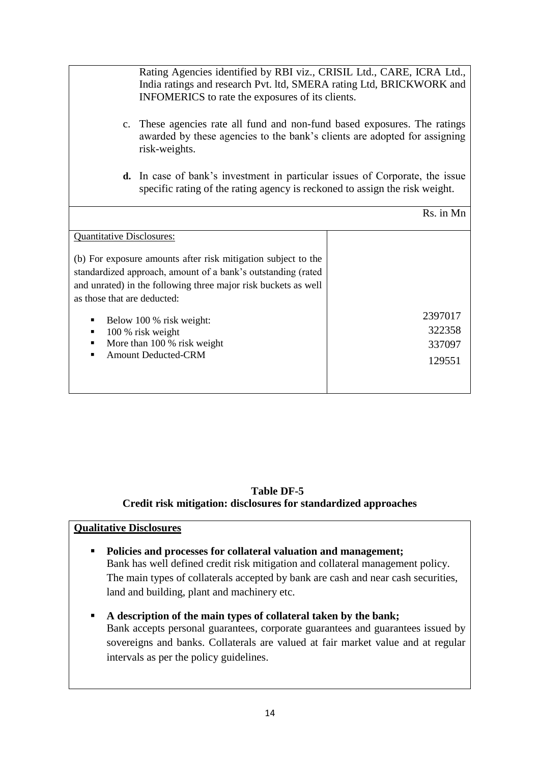Rating Agencies identified by RBI viz., CRISIL Ltd., CARE, ICRA Ltd., India ratings and research Pvt. ltd, SMERA rating Ltd, BRICKWORK and INFOMERICS to rate the exposures of its clients.

c. These agencies rate all fund and non-fund based exposures. The ratings awarded by these agencies to the bank's clients are adopted for assigning risk-weights.

**d.** In case of bank's investment in particular issues of Corporate, the issue specific rating of the rating agency is reckoned to assign the risk weight.

| | Rs. in Mn |
|---|---|
| Quantitative Disclosures:<br><br>(b) For exposure amounts after risk mitigation subject to the standardized approach, amount of a bank's outstanding (rated and unrated) in the following three major risk buckets as well as those that are deducted: | |
| ▪ Below 100 % risk weight: | 2397017 |
| ▪ 100 % risk weight | 322358 |
| ▪ More than 100 % risk weight | 337097 |
| ▪ Amount Deducted-CRM | 129551 |

**Table DF-5**
**Credit risk mitigation: disclosures for standardized approaches**

**Qualitative Disclosures**

- **Policies and processes for collateral valuation and management;**
  Bank has well defined credit risk mitigation and collateral management policy. The main types of collaterals accepted by bank are cash and near cash securities, land and building, plant and machinery etc.

- **A description of the main types of collateral taken by the bank;**
  Bank accepts personal guarantees, corporate guarantees and guarantees issued by sovereigns and banks. Collaterals are valued at fair market value and at regular intervals as per the policy guidelines.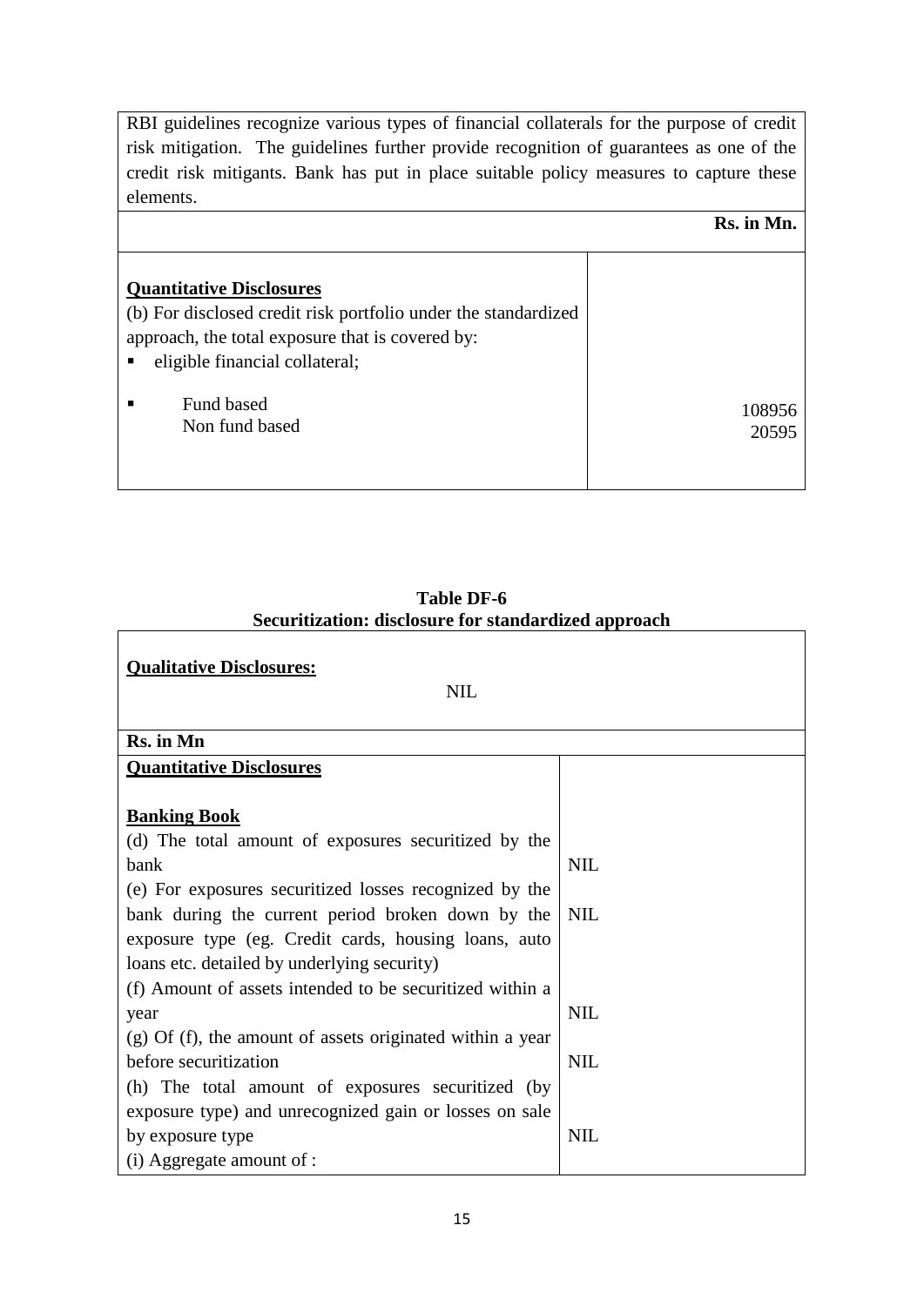RBI guidelines recognize various types of financial collaterals for the purpose of credit risk mitigation. The guidelines further provide recognition of guarantees as one of the credit risk mitigants. Bank has put in place suitable policy measures to capture these elements.

| | Rs. in Mn. |
|---|---|
| **Quantitative Disclosures**<br>(b) For disclosed credit risk portfolio under the standardized approach, the total exposure that is covered by:<br>▪ eligible financial collateral;<br>▪ Fund based<br>Non fund based | <br><br><br><br>108956<br>20595 |

**Table DF-6**
**Securitization: disclosure for standardized approach**

**Qualitative Disclosures:**

NIL

| Rs. in Mn | |
|---|---|
| **Quantitative Disclosures** | |
| **Banking Book** | |
| (d) The total amount of exposures securitized by the bank | NIL |
| (e) For exposures securitized losses recognized by the bank during the current period broken down by the exposure type (eg. Credit cards, housing loans, auto loans etc. detailed by underlying security) | NIL |
| (f) Amount of assets intended to be securitized within a year | NIL |
| (g) Of (f), the amount of assets originated within a year before securitization | NIL |
| (h) The total amount of exposures securitized (by exposure type) and unrecognized gain or losses on sale by exposure type | NIL |
| (i) Aggregate amount of : | |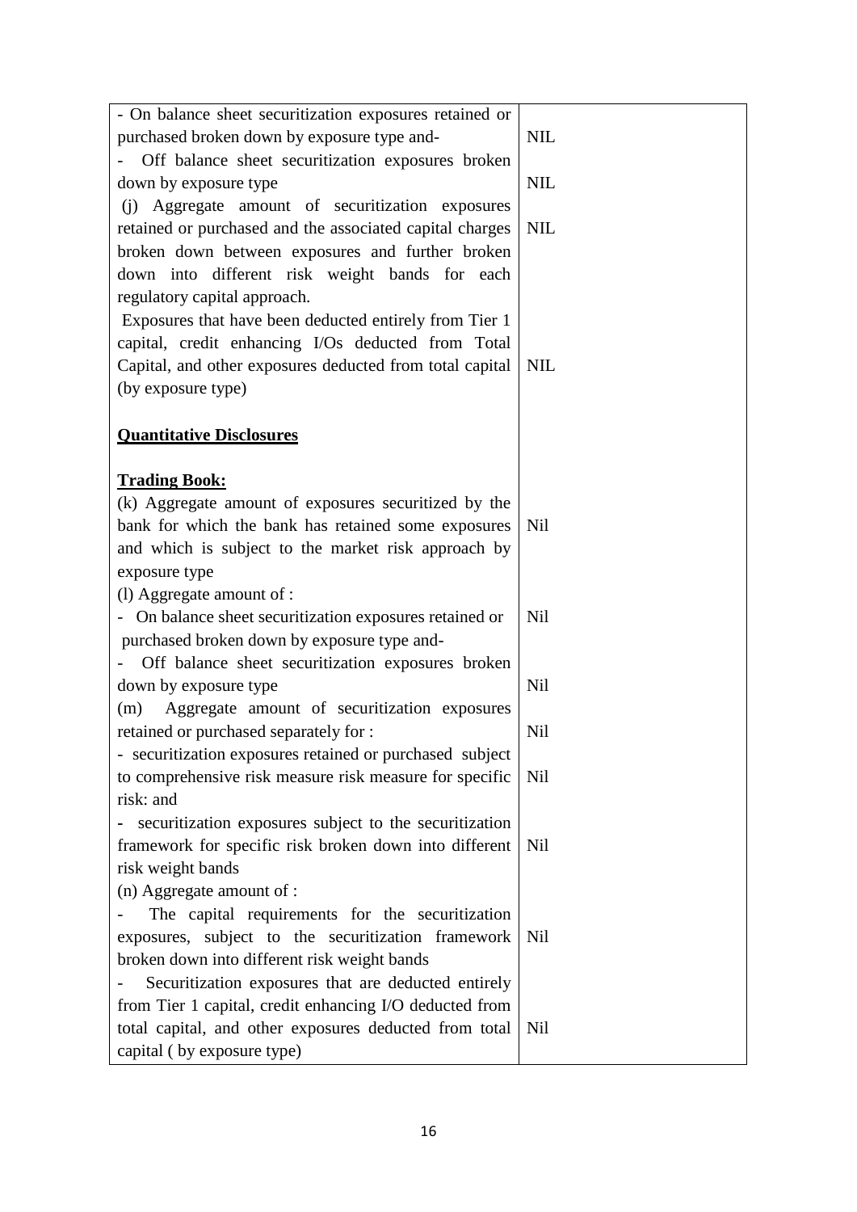| | |
|---|---|
| - On balance sheet securitization exposures retained or purchased broken down by exposure type and- | NIL |
| - Off balance sheet securitization exposures broken down by exposure type | NIL |
| (j) Aggregate amount of securitization exposures retained or purchased and the associated capital charges broken down between exposures and further broken down into different risk weight bands for each regulatory capital approach. | NIL |
| Exposures that have been deducted entirely from Tier 1 capital, credit enhancing I/Os deducted from Total Capital, and other exposures deducted from total capital (by exposure type) | NIL |
| **<u>Quantitative Disclosures</u>** | |
| **<u>Trading Book:</u>** | |
| (k) Aggregate amount of exposures securitized by the bank for which the bank has retained some exposures and which is subject to the market risk approach by exposure type | Nil |
| (l) Aggregate amount of : | |
| - On balance sheet securitization exposures retained or purchased broken down by exposure type and- | Nil |
| - Off balance sheet securitization exposures broken down by exposure type | Nil |
| (m) Aggregate amount of securitization exposures retained or purchased separately for : | Nil |
| - securitization exposures retained or purchased subject to comprehensive risk measure risk measure for specific risk: and | Nil |
| - securitization exposures subject to the securitization framework for specific risk broken down into different risk weight bands | Nil |
| (n) Aggregate amount of : | |
| - The capital requirements for the securitization exposures, subject to the securitization framework broken down into different risk weight bands | Nil |
| - Securitization exposures that are deducted entirely from Tier 1 capital, credit enhancing I/O deducted from total capital, and other exposures deducted from total capital ( by exposure type) | Nil |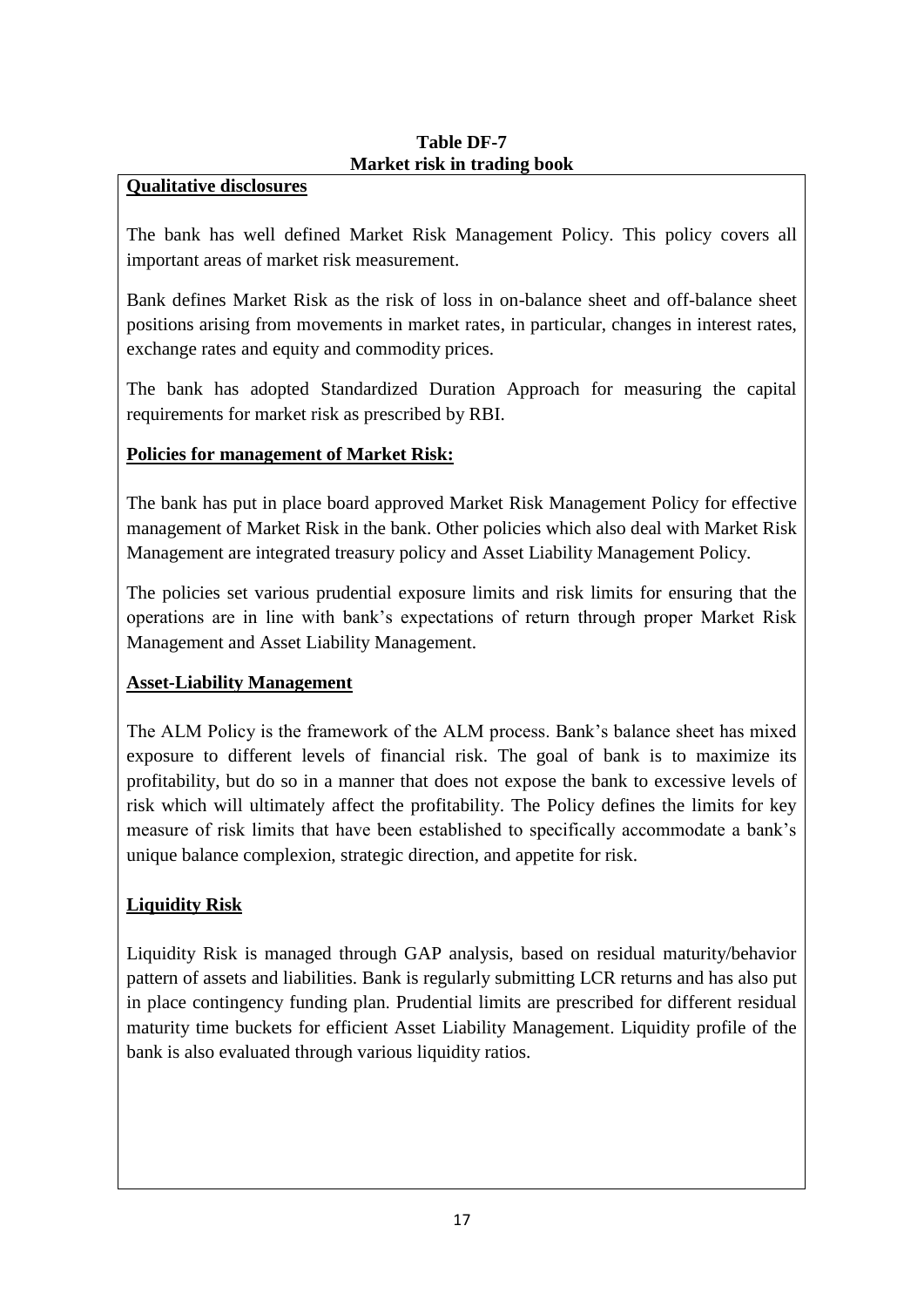**Table DF-7**
**Market risk in trading book**

**Qualitative disclosures**

The bank has well defined Market Risk Management Policy. This policy covers all important areas of market risk measurement.

Bank defines Market Risk as the risk of loss in on-balance sheet and off-balance sheet positions arising from movements in market rates, in particular, changes in interest rates, exchange rates and equity and commodity prices.

The bank has adopted Standardized Duration Approach for measuring the capital requirements for market risk as prescribed by RBI.

**Policies for management of Market Risk:**

The bank has put in place board approved Market Risk Management Policy for effective management of Market Risk in the bank. Other policies which also deal with Market Risk Management are integrated treasury policy and Asset Liability Management Policy.

The policies set various prudential exposure limits and risk limits for ensuring that the operations are in line with bank's expectations of return through proper Market Risk Management and Asset Liability Management.

**Asset-Liability Management**

The ALM Policy is the framework of the ALM process. Bank's balance sheet has mixed exposure to different levels of financial risk. The goal of bank is to maximize its profitability, but do so in a manner that does not expose the bank to excessive levels of risk which will ultimately affect the profitability. The Policy defines the limits for key measure of risk limits that have been established to specifically accommodate a bank's unique balance complexion, strategic direction, and appetite for risk.

**Liquidity Risk**

Liquidity Risk is managed through GAP analysis, based on residual maturity/behavior pattern of assets and liabilities. Bank is regularly submitting LCR returns and has also put in place contingency funding plan. Prudential limits are prescribed for different residual maturity time buckets for efficient Asset Liability Management. Liquidity profile of the bank is also evaluated through various liquidity ratios.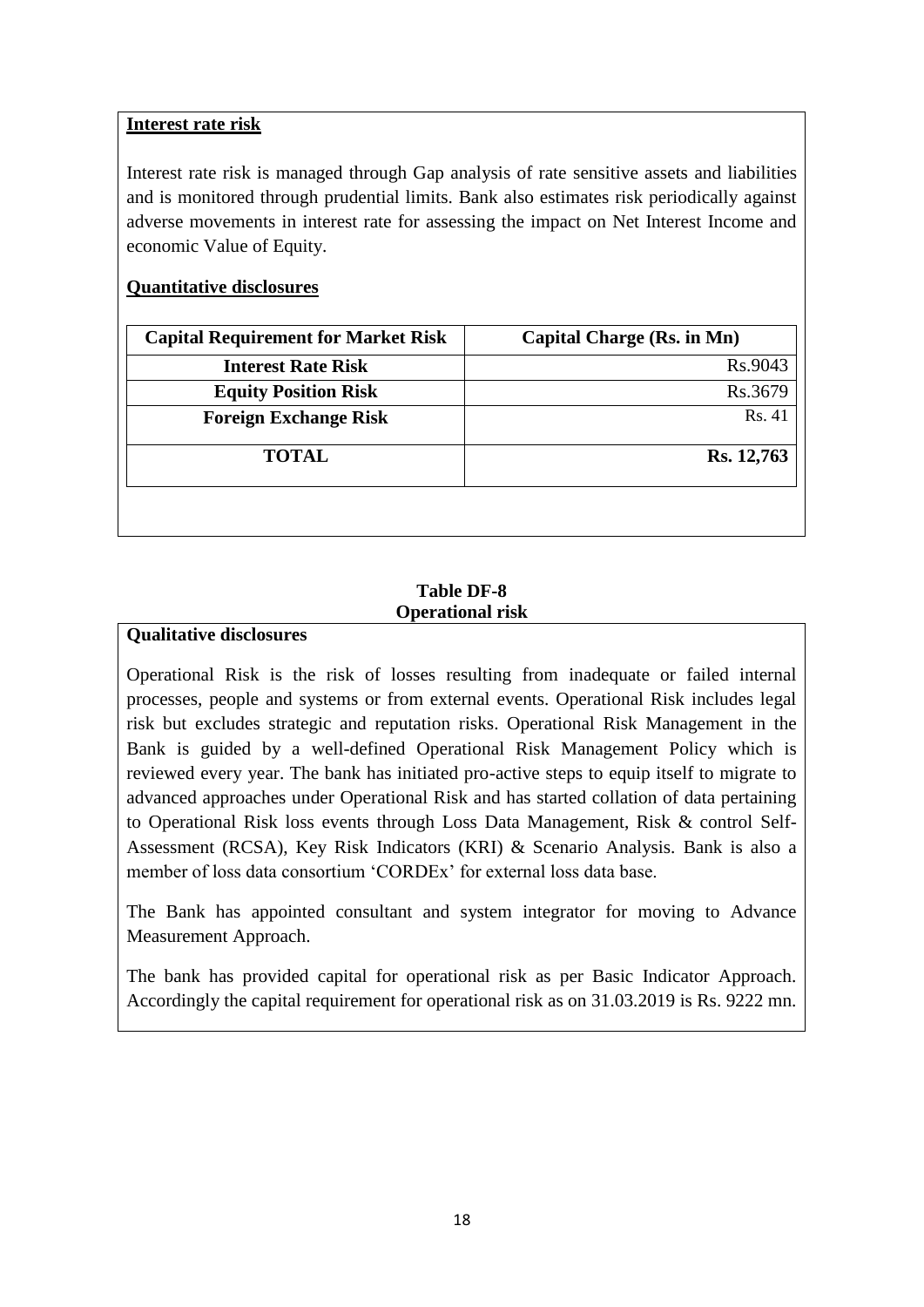**Interest rate risk**

Interest rate risk is managed through Gap analysis of rate sensitive assets and liabilities and is monitored through prudential limits. Bank also estimates risk periodically against adverse movements in interest rate for assessing the impact on Net Interest Income and economic Value of Equity.

**Quantitative disclosures**

| Capital Requirement for Market Risk | Capital Charge (Rs. in Mn) |
|---|---|
| **Interest Rate Risk** | Rs.9043 |
| **Equity Position Risk** | Rs.3679 |
| **Foreign Exchange Risk** | Rs. 41 |
| **TOTAL** | **Rs. 12,763** |

## Table DF-8
## Operational risk

**Qualitative disclosures**

Operational Risk is the risk of losses resulting from inadequate or failed internal processes, people and systems or from external events. Operational Risk includes legal risk but excludes strategic and reputation risks. Operational Risk Management in the Bank is guided by a well-defined Operational Risk Management Policy which is reviewed every year. The bank has initiated pro-active steps to equip itself to migrate to advanced approaches under Operational Risk and has started collation of data pertaining to Operational Risk loss events through Loss Data Management, Risk & control Self-Assessment (RCSA), Key Risk Indicators (KRI) & Scenario Analysis. Bank is also a member of loss data consortium 'CORDEx' for external loss data base.

The Bank has appointed consultant and system integrator for moving to Advance Measurement Approach.

The bank has provided capital for operational risk as per Basic Indicator Approach. Accordingly the capital requirement for operational risk as on 31.03.2019 is Rs. 9222 mn.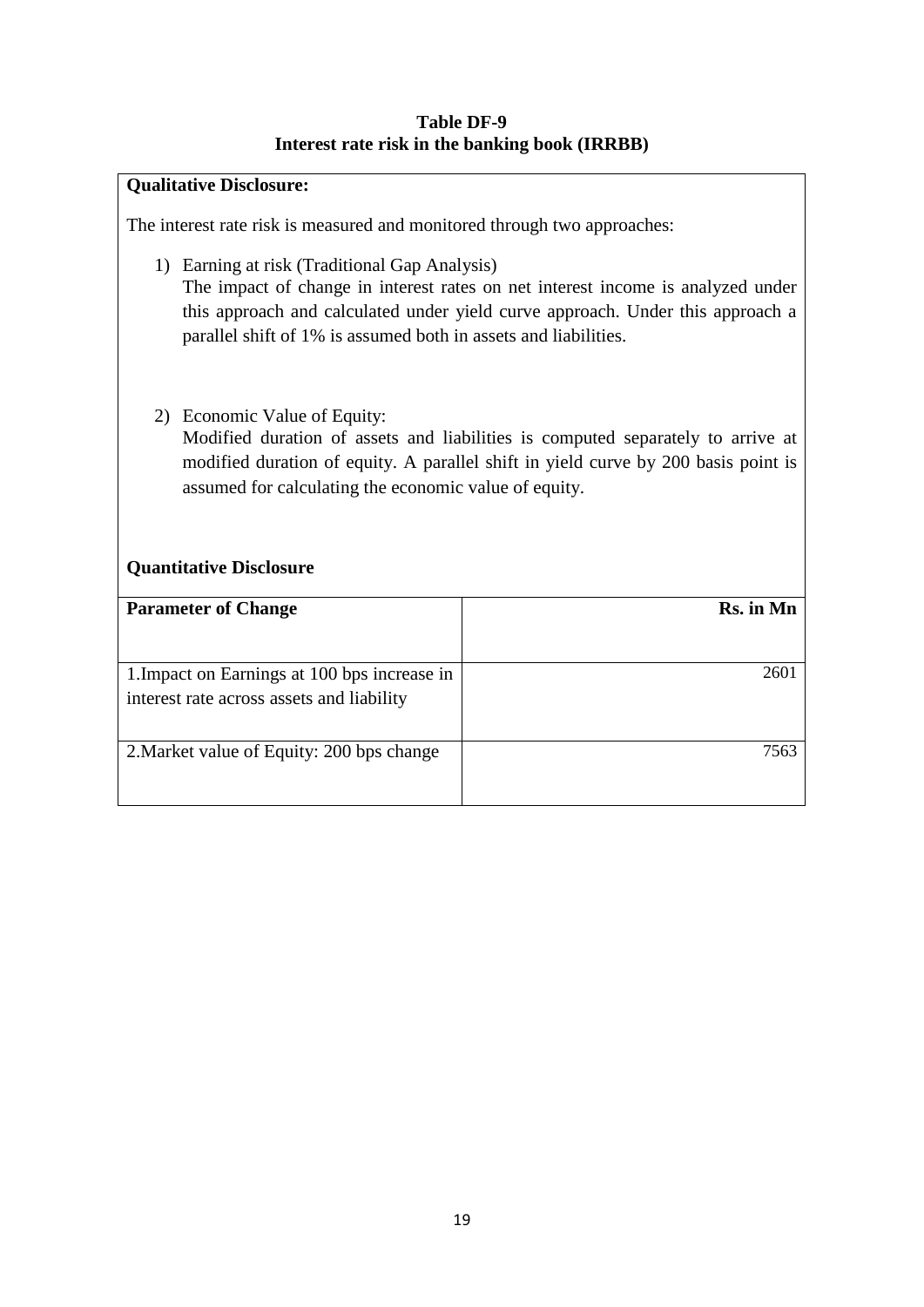**Table DF-9**
**Interest rate risk in the banking book (IRRBB)**

**Qualitative Disclosure:**

The interest rate risk is measured and monitored through two approaches:

1) Earning at risk (Traditional Gap Analysis)
   The impact of change in interest rates on net interest income is analyzed under this approach and calculated under yield curve approach. Under this approach a parallel shift of 1% is assumed both in assets and liabilities.

2) Economic Value of Equity:
   Modified duration of assets and liabilities is computed separately to arrive at modified duration of equity. A parallel shift in yield curve by 200 basis point is assumed for calculating the economic value of equity.

**Quantitative Disclosure**

| **Parameter of Change** | **Rs. in Mn** |
|---|---|
| 1.Impact on Earnings at 100 bps increase in interest rate across assets and liability | 2601 |
| 2.Market value of Equity: 200 bps change | 7563 |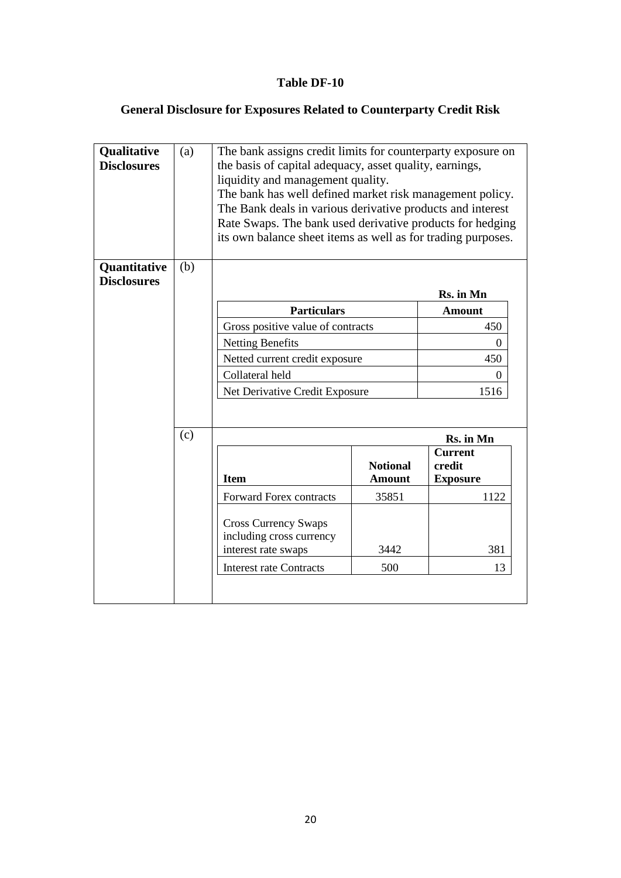# Table DF-10

## General Disclosure for Exposures Related to Counterparty Credit Risk

**Qualitative Disclosures**

(a) The bank assigns credit limits for counterparty exposure on the basis of capital adequacy, asset quality, earnings, liquidity and management quality.
The bank has well defined market risk management policy. The Bank deals in various derivative products and interest Rate Swaps. The bank used derivative products for hedging its own balance sheet items as well as for trading purposes.

**Quantitative Disclosures**

(b)

**Rs. in Mn**

| Particulars | Amount |
|---|---|
| Gross positive value of contracts | 450 |
| Netting Benefits | 0 |
| Netted current credit exposure | 450 |
| Collateral held | 0 |
| Net Derivative Credit Exposure | 1516 |

(c)

**Rs. in Mn**

| Item | Notional Amount | Current credit Exposure |
|---|---|---|
| Forward Forex contracts | 35851 | 1122 |
| Cross Currency Swaps including cross currency interest rate swaps | 3442 | 381 |
| Interest rate Contracts | 500 | 13 |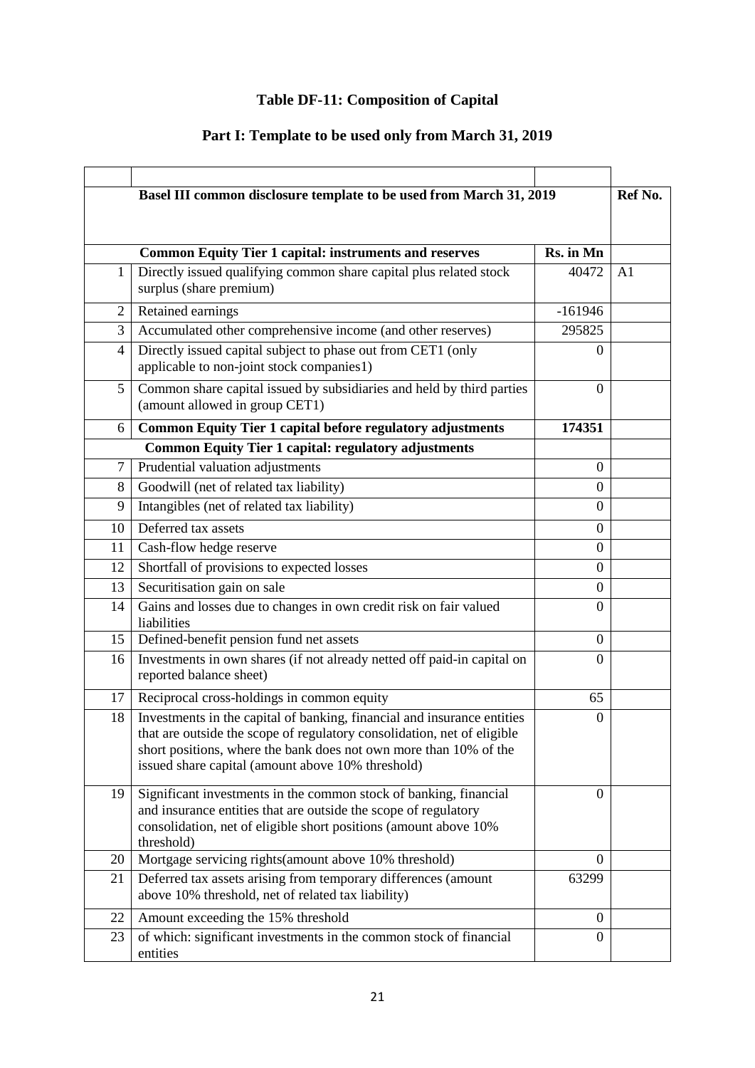# Table DF-11: Composition of Capital

## Part I: Template to be used only from March 31, 2019

| | Basel III common disclosure template to be used from March 31, 2019 | | Ref No. |
|---|---|---|---|
| | **Common Equity Tier 1 capital: instruments and reserves** | **Rs. in Mn** | |
| 1 | Directly issued qualifying common share capital plus related stock surplus (share premium) | 40472 | A1 |
| 2 | Retained earnings | -161946 | |
| 3 | Accumulated other comprehensive income (and other reserves) | 295825 | |
| 4 | Directly issued capital subject to phase out from CET1 (only applicable to non-joint stock companies1) | 0 | |
| 5 | Common share capital issued by subsidiaries and held by third parties (amount allowed in group CET1) | 0 | |
| 6 | **Common Equity Tier 1 capital before regulatory adjustments** | **174351** | |
| | **Common Equity Tier 1 capital: regulatory adjustments** | | |
| 7 | Prudential valuation adjustments | 0 | |
| 8 | Goodwill (net of related tax liability) | 0 | |
| 9 | Intangibles (net of related tax liability) | 0 | |
| 10 | Deferred tax assets | 0 | |
| 11 | Cash-flow hedge reserve | 0 | |
| 12 | Shortfall of provisions to expected losses | 0 | |
| 13 | Securitisation gain on sale | 0 | |
| 14 | Gains and losses due to changes in own credit risk on fair valued liabilities | 0 | |
| 15 | Defined-benefit pension fund net assets | 0 | |
| 16 | Investments in own shares (if not already netted off paid-in capital on reported balance sheet) | 0 | |
| 17 | Reciprocal cross-holdings in common equity | 65 | |
| 18 | Investments in the capital of banking, financial and insurance entities that are outside the scope of regulatory consolidation, net of eligible short positions, where the bank does not own more than 10% of the issued share capital (amount above 10% threshold) | 0 | |
| 19 | Significant investments in the common stock of banking, financial and insurance entities that are outside the scope of regulatory consolidation, net of eligible short positions (amount above 10% threshold) | 0 | |
| 20 | Mortgage servicing rights(amount above 10% threshold) | 0 | |
| 21 | Deferred tax assets arising from temporary differences (amount above 10% threshold, net of related tax liability) | 63299 | |
| 22 | Amount exceeding the 15% threshold | 0 | |
| 23 | of which: significant investments in the common stock of financial entities | 0 | |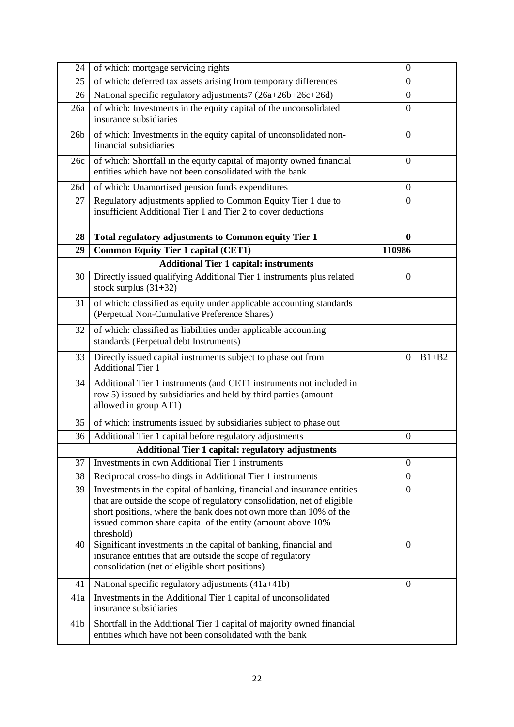| | | | |
|---|---|---|---|
| 24 | of which: mortgage servicing rights | 0 | |
| 25 | of which: deferred tax assets arising from temporary differences | 0 | |
| 26 | National specific regulatory adjustments7 (26a+26b+26c+26d) | 0 | |
| 26a | of which: Investments in the equity capital of the unconsolidated insurance subsidiaries | 0 | |
| 26b | of which: Investments in the equity capital of unconsolidated non-financial subsidiaries | 0 | |
| 26c | of which: Shortfall in the equity capital of majority owned financial entities which have not been consolidated with the bank | 0 | |
| 26d | of which: Unamortised pension funds expenditures | 0 | |
| 27 | Regulatory adjustments applied to Common Equity Tier 1 due to insufficient Additional Tier 1 and Tier 2 to cover deductions | 0 | |
| **28** | **Total regulatory adjustments to Common equity Tier 1** | **0** | |
| **29** | **Common Equity Tier 1 capital (CET1)** | **110986** | |
| | **Additional Tier 1 capital: instruments** | | |
| 30 | Directly issued qualifying Additional Tier 1 instruments plus related stock surplus (31+32) | 0 | |
| 31 | of which: classified as equity under applicable accounting standards (Perpetual Non-Cumulative Preference Shares) | | |
| 32 | of which: classified as liabilities under applicable accounting standards (Perpetual debt Instruments) | | |
| 33 | Directly issued capital instruments subject to phase out from Additional Tier 1 | 0 | B1+B2 |
| 34 | Additional Tier 1 instruments (and CET1 instruments not included in row 5) issued by subsidiaries and held by third parties (amount allowed in group AT1) | | |
| 35 | of which: instruments issued by subsidiaries subject to phase out | | |
| 36 | Additional Tier 1 capital before regulatory adjustments | 0 | |
| | **Additional Tier 1 capital: regulatory adjustments** | | |
| 37 | Investments in own Additional Tier 1 instruments | 0 | |
| 38 | Reciprocal cross-holdings in Additional Tier 1 instruments | 0 | |
| 39 | Investments in the capital of banking, financial and insurance entities that are outside the scope of regulatory consolidation, net of eligible short positions, where the bank does not own more than 10% of the issued common share capital of the entity (amount above 10% threshold) | 0 | |
| 40 | Significant investments in the capital of banking, financial and insurance entities that are outside the scope of regulatory consolidation (net of eligible short positions) | 0 | |
| 41 | National specific regulatory adjustments (41a+41b) | 0 | |
| 41a | Investments in the Additional Tier 1 capital of unconsolidated insurance subsidiaries | | |
| 41b | Shortfall in the Additional Tier 1 capital of majority owned financial entities which have not been consolidated with the bank | | |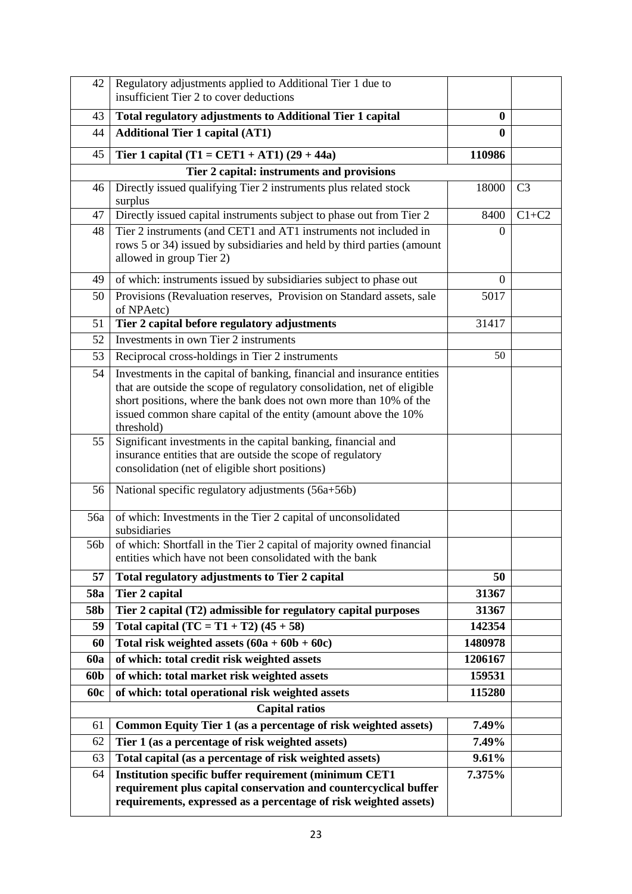| | | | |
|---|---|---|---|
| 42 | Regulatory adjustments applied to Additional Tier 1 due to insufficient Tier 2 to cover deductions | | |
| 43 | **Total regulatory adjustments to Additional Tier 1 capital** | **0** | |
| 44 | **Additional Tier 1 capital (AT1)** | **0** | |
| 45 | **Tier 1 capital (T1 = CET1 + AT1) (29 + 44a)** | **110986** | |
| | **Tier 2 capital: instruments and provisions** | | |
| 46 | Directly issued qualifying Tier 2 instruments plus related stock surplus | 18000 | C3 |
| 47 | Directly issued capital instruments subject to phase out from Tier 2 | 8400 | C1+C2 |
| 48 | Tier 2 instruments (and CET1 and AT1 instruments not included in rows 5 or 34) issued by subsidiaries and held by third parties (amount allowed in group Tier 2) | 0 | |
| 49 | of which: instruments issued by subsidiaries subject to phase out | 0 | |
| 50 | Provisions (Revaluation reserves, Provision on Standard assets, sale of NPAetc) | 5017 | |
| 51 | **Tier 2 capital before regulatory adjustments** | 31417 | |
| 52 | Investments in own Tier 2 instruments | | |
| 53 | Reciprocal cross-holdings in Tier 2 instruments | 50 | |
| 54 | Investments in the capital of banking, financial and insurance entities that are outside the scope of regulatory consolidation, net of eligible short positions, where the bank does not own more than 10% of the issued common share capital of the entity (amount above the 10% threshold) | | |
| 55 | Significant investments in the capital banking, financial and insurance entities that are outside the scope of regulatory consolidation (net of eligible short positions) | | |
| 56 | National specific regulatory adjustments (56a+56b) | | |
| 56a | of which: Investments in the Tier 2 capital of unconsolidated subsidiaries | | |
| 56b | of which: Shortfall in the Tier 2 capital of majority owned financial entities which have not been consolidated with the bank | | |
| **57** | **Total regulatory adjustments to Tier 2 capital** | **50** | |
| **58a** | **Tier 2 capital** | **31367** | |
| **58b** | **Tier 2 capital (T2) admissible for regulatory capital purposes** | **31367** | |
| **59** | **Total capital (TC = T1 + T2) (45 + 58)** | **142354** | |
| **60** | **Total risk weighted assets (60a + 60b + 60c)** | **1480978** | |
| **60a** | **of which: total credit risk weighted assets** | **1206167** | |
| **60b** | **of which: total market risk weighted assets** | **159531** | |
| **60c** | **of which: total operational risk weighted assets** | **115280** | |
| | **Capital ratios** | | |
| 61 | **Common Equity Tier 1 (as a percentage of risk weighted assets)** | **7.49%** | |
| 62 | **Tier 1 (as a percentage of risk weighted assets)** | **7.49%** | |
| 63 | **Total capital (as a percentage of risk weighted assets)** | **9.61%** | |
| 64 | **Institution specific buffer requirement (minimum CET1 requirement plus capital conservation and countercyclical buffer requirements, expressed as a percentage of risk weighted assets)** | **7.375%** | |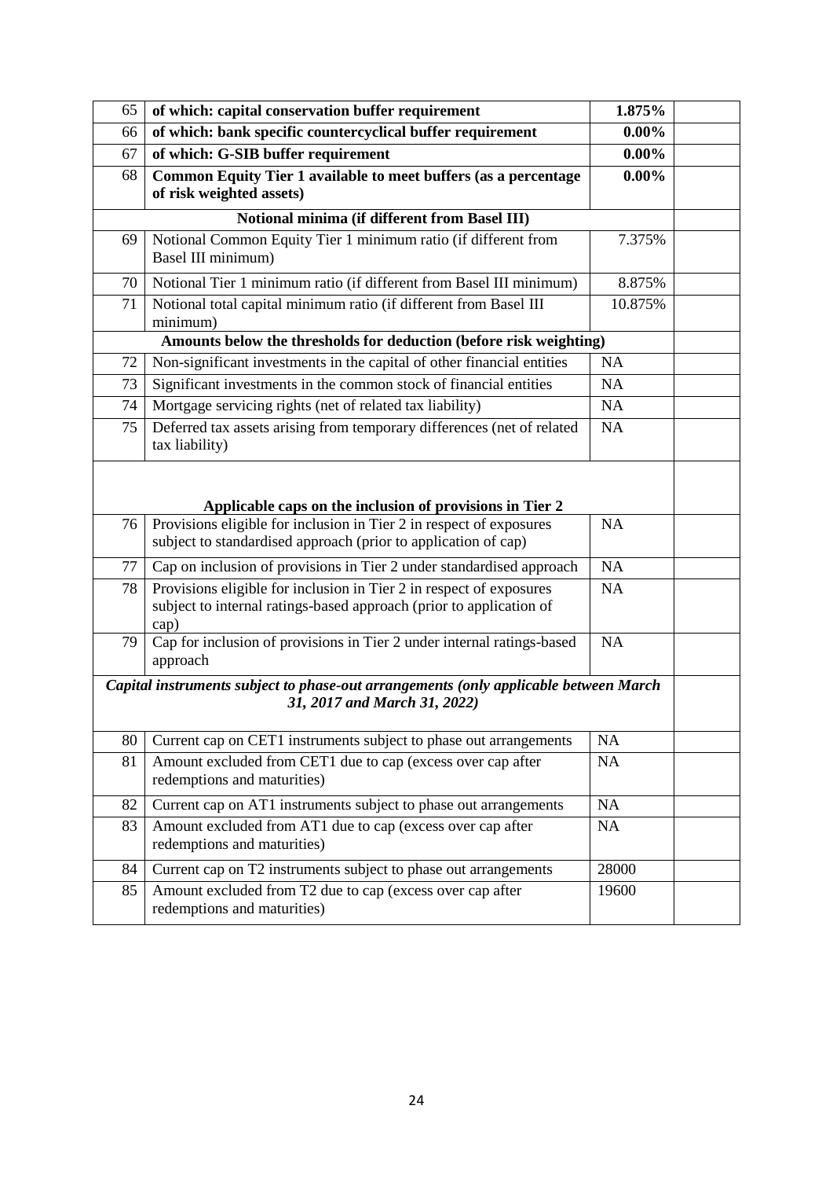| | | | |
|---|---|---|---|
| 65 | **of which: capital conservation buffer requirement** | **1.875%** | |
| 66 | **of which: bank specific countercyclical buffer requirement** | **0.00%** | |
| 67 | **of which: G-SIB buffer requirement** | **0.00%** | |
| 68 | **Common Equity Tier 1 available to meet buffers (as a percentage of risk weighted assets)** | **0.00%** | |
| | **Notional minima (if different from Basel III)** | | |
| 69 | Notional Common Equity Tier 1 minimum ratio (if different from Basel III minimum) | 7.375% | |
| 70 | Notional Tier 1 minimum ratio (if different from Basel III minimum) | 8.875% | |
| 71 | Notional total capital minimum ratio (if different from Basel III minimum) | 10.875% | |
| | **Amounts below the thresholds for deduction (before risk weighting)** | | |
| 72 | Non-significant investments in the capital of other financial entities | NA | |
| 73 | Significant investments in the common stock of financial entities | NA | |
| 74 | Mortgage servicing rights (net of related tax liability) | NA | |
| 75 | Deferred tax assets arising from temporary differences (net of related tax liability) | NA | |
| | **Applicable caps on the inclusion of provisions in Tier 2** | | |
| 76 | Provisions eligible for inclusion in Tier 2 in respect of exposures subject to standardised approach (prior to application of cap) | NA | |
| 77 | Cap on inclusion of provisions in Tier 2 under standardised approach | NA | |
| 78 | Provisions eligible for inclusion in Tier 2 in respect of exposures subject to internal ratings-based approach (prior to application of cap) | NA | |
| 79 | Cap for inclusion of provisions in Tier 2 under internal ratings-based approach | NA | |
| | ***Capital instruments subject to phase-out arrangements (only applicable between March 31, 2017 and March 31, 2022)*** | | |
| 80 | Current cap on CET1 instruments subject to phase out arrangements | NA | |
| 81 | Amount excluded from CET1 due to cap (excess over cap after redemptions and maturities) | NA | |
| 82 | Current cap on AT1 instruments subject to phase out arrangements | NA | |
| 83 | Amount excluded from AT1 due to cap (excess over cap after redemptions and maturities) | NA | |
| 84 | Current cap on T2 instruments subject to phase out arrangements | 28000 | |
| 85 | Amount excluded from T2 due to cap (excess over cap after redemptions and maturities) | 19600 | |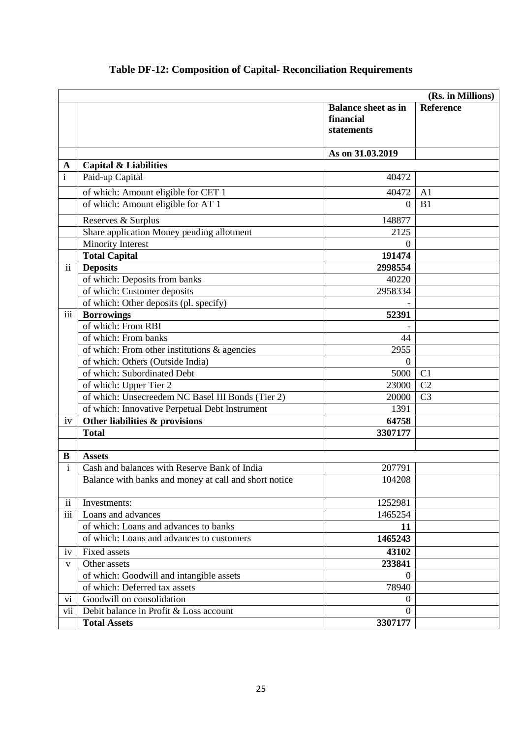# Table DF-12: Composition of Capital- Reconciliation Requirements

| | | | (Rs. in Millions) |
|---|---|---|---|
| | | **Balance sheet as in financial statements** | **Reference** |
| | | **As on 31.03.2019** | |
| **A** | **Capital & Liabilities** | | |
| i | Paid-up Capital | 40472 | |
| | of which: Amount eligible for CET 1 | 40472 | A1 |
| | of which: Amount eligible for AT 1 | 0 | B1 |
| | Reserves & Surplus | 148877 | |
| | Share application Money pending allotment | 2125 | |
| | Minority Interest | 0 | |
| | **Total Capital** | **191474** | |
| ii | **Deposits** | **2998554** | |
| | of which: Deposits from banks | 40220 | |
| | of which: Customer deposits | 2958334 | |
| | of which: Other deposits (pl. specify) | - | |
| iii | **Borrowings** | **52391** | |
| | of which: From RBI | - | |
| | of which: From banks | 44 | |
| | of which: From other institutions & agencies | 2955 | |
| | of which: Others (Outside India) | 0 | |
| | of which: Subordinated Debt | 5000 | C1 |
| | of which: Upper Tier 2 | 23000 | C2 |
| | of which: Unsecreedem NC Basel III Bonds (Tier 2) | 20000 | C3 |
| | of which: Innovative Perpetual Debt Instrument | 1391 | |
| iv | **Other liabilities & provisions** | **64758** | |
| | **Total** | **3307177** | |
| | | | |
| **B** | **Assets** | | |
| i | Cash and balances with Reserve Bank of India | 207791 | |
| | Balance with banks and money at call and short notice | 104208 | |
| ii | Investments: | 1252981 | |
| iii | Loans and advances | 1465254 | |
| | of which: Loans and advances to banks | **11** | |
| | of which: Loans and advances to customers | **1465243** | |
| iv | Fixed assets | **43102** | |
| v | Other assets | **233841** | |
| | of which: Goodwill and intangible assets | 0 | |
| | of which: Deferred tax assets | 78940 | |
| vi | Goodwill on consolidation | 0 | |
| vii | Debit balance in Profit & Loss account | 0 | |
| | **Total Assets** | **3307177** | |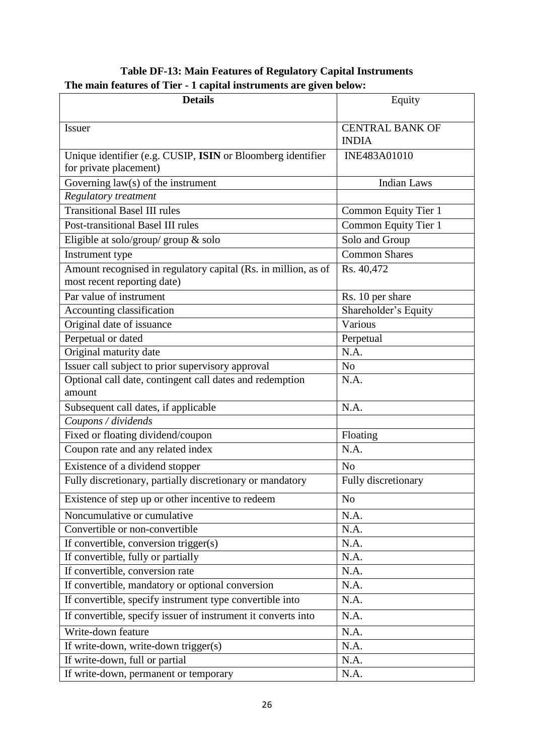**Table DF-13: Main Features of Regulatory Capital Instruments**

**The main features of Tier - 1 capital instruments are given below:**

| **Details** | Equity |
|---|---|
| Issuer | CENTRAL BANK OF INDIA |
| Unique identifier (e.g. CUSIP, **ISIN** or Bloomberg identifier for private placement) | INE483A01010 |
| Governing law(s) of the instrument | Indian Laws |
| *Regulatory treatment* | |
| Transitional Basel III rules | Common Equity Tier 1 |
| Post-transitional Basel III rules | Common Equity Tier 1 |
| Eligible at solo/group/ group & solo | Solo and Group |
| Instrument type | Common Shares |
| Amount recognised in regulatory capital (Rs. in million, as of most recent reporting date) | Rs. 40,472 |
| Par value of instrument | Rs. 10 per share |
| Accounting classification | Shareholder's Equity |
| Original date of issuance | Various |
| Perpetual or dated | Perpetual |
| Original maturity date | N.A. |
| Issuer call subject to prior supervisory approval | No |
| Optional call date, contingent call dates and redemption amount | N.A. |
| Subsequent call dates, if applicable | N.A. |
| *Coupons / dividends* | |
| Fixed or floating dividend/coupon | Floating |
| Coupon rate and any related index | N.A. |
| Existence of a dividend stopper | No |
| Fully discretionary, partially discretionary or mandatory | Fully discretionary |
| Existence of step up or other incentive to redeem | No |
| Noncumulative or cumulative | N.A. |
| Convertible or non-convertible | N.A. |
| If convertible, conversion trigger(s) | N.A. |
| If convertible, fully or partially | N.A. |
| If convertible, conversion rate | N.A. |
| If convertible, mandatory or optional conversion | N.A. |
| If convertible, specify instrument type convertible into | N.A. |
| If convertible, specify issuer of instrument it converts into | N.A. |
| Write-down feature | N.A. |
| If write-down, write-down trigger(s) | N.A. |
| If write-down, full or partial | N.A. |
| If write-down, permanent or temporary | N.A. |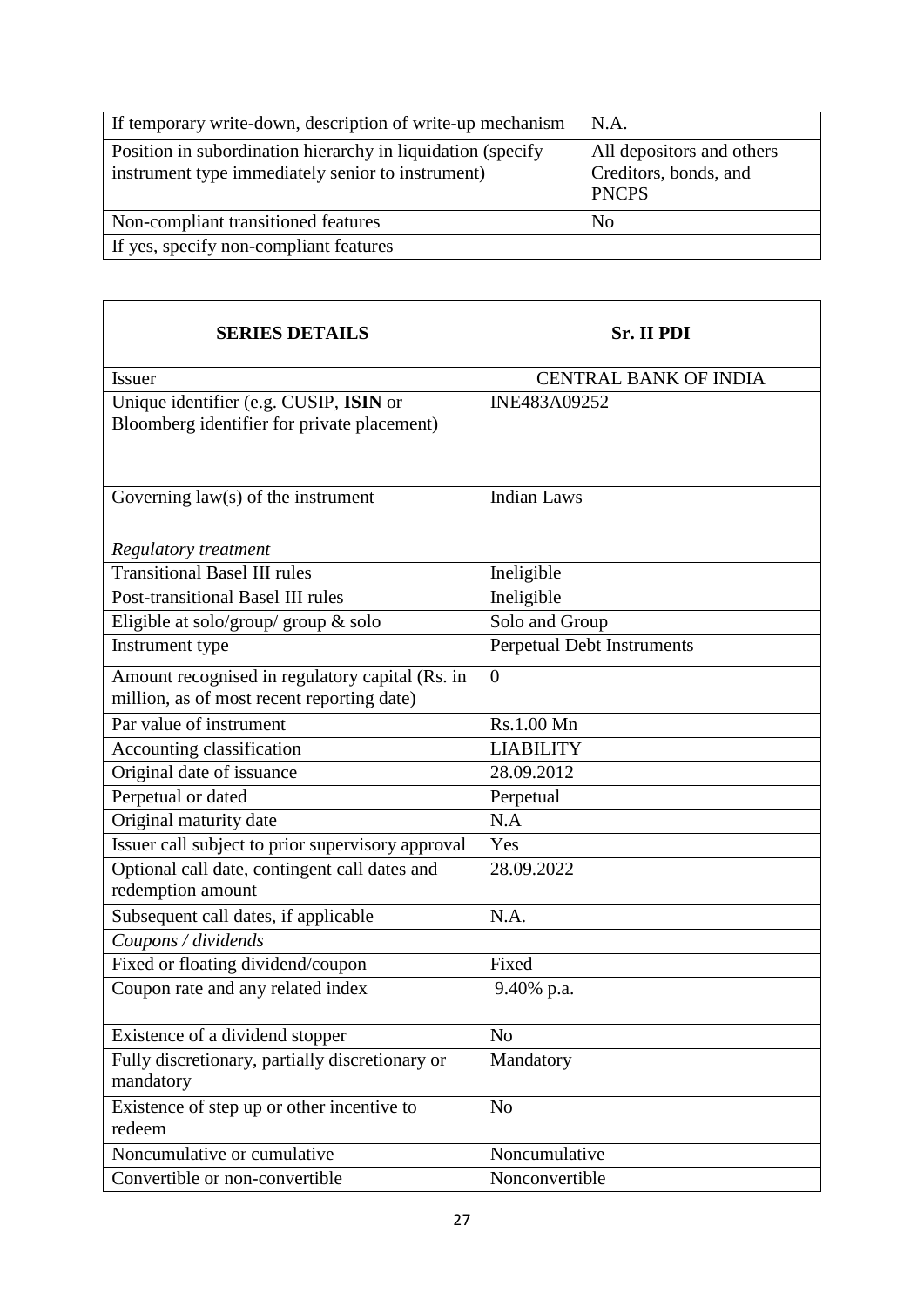| | |
|---|---|
| If temporary write-down, description of write-up mechanism | N.A. |
| Position in subordination hierarchy in liquidation (specify instrument type immediately senior to instrument) | All depositors and others Creditors, bonds, and PNCPS |
| Non-compliant transitioned features | No |
| If yes, specify non-compliant features | |

| | |
|---|---|
| **SERIES DETAILS** | **Sr. II PDI** |
| Issuer | CENTRAL BANK OF INDIA |
| Unique identifier (e.g. CUSIP, **ISIN** or Bloomberg identifier for private placement) | INE483A09252 |
| Governing law(s) of the instrument | Indian Laws |
| *Regulatory treatment* | |
| Transitional Basel III rules | Ineligible |
| Post-transitional Basel III rules | Ineligible |
| Eligible at solo/group/ group & solo | Solo and Group |
| Instrument type | Perpetual Debt Instruments |
| Amount recognised in regulatory capital (Rs. in million, as of most recent reporting date) | 0 |
| Par value of instrument | Rs.1.00 Mn |
| Accounting classification | LIABILITY |
| Original date of issuance | 28.09.2012 |
| Perpetual or dated | Perpetual |
| Original maturity date | N.A |
| Issuer call subject to prior supervisory approval | Yes |
| Optional call date, contingent call dates and redemption amount | 28.09.2022 |
| Subsequent call dates, if applicable | N.A. |
| *Coupons / dividends* | |
| Fixed or floating dividend/coupon | Fixed |
| Coupon rate and any related index | 9.40% p.a. |
| Existence of a dividend stopper | No |
| Fully discretionary, partially discretionary or mandatory | Mandatory |
| Existence of step up or other incentive to redeem | No |
| Noncumulative or cumulative | Noncumulative |
| Convertible or non-convertible | Nonconvertible |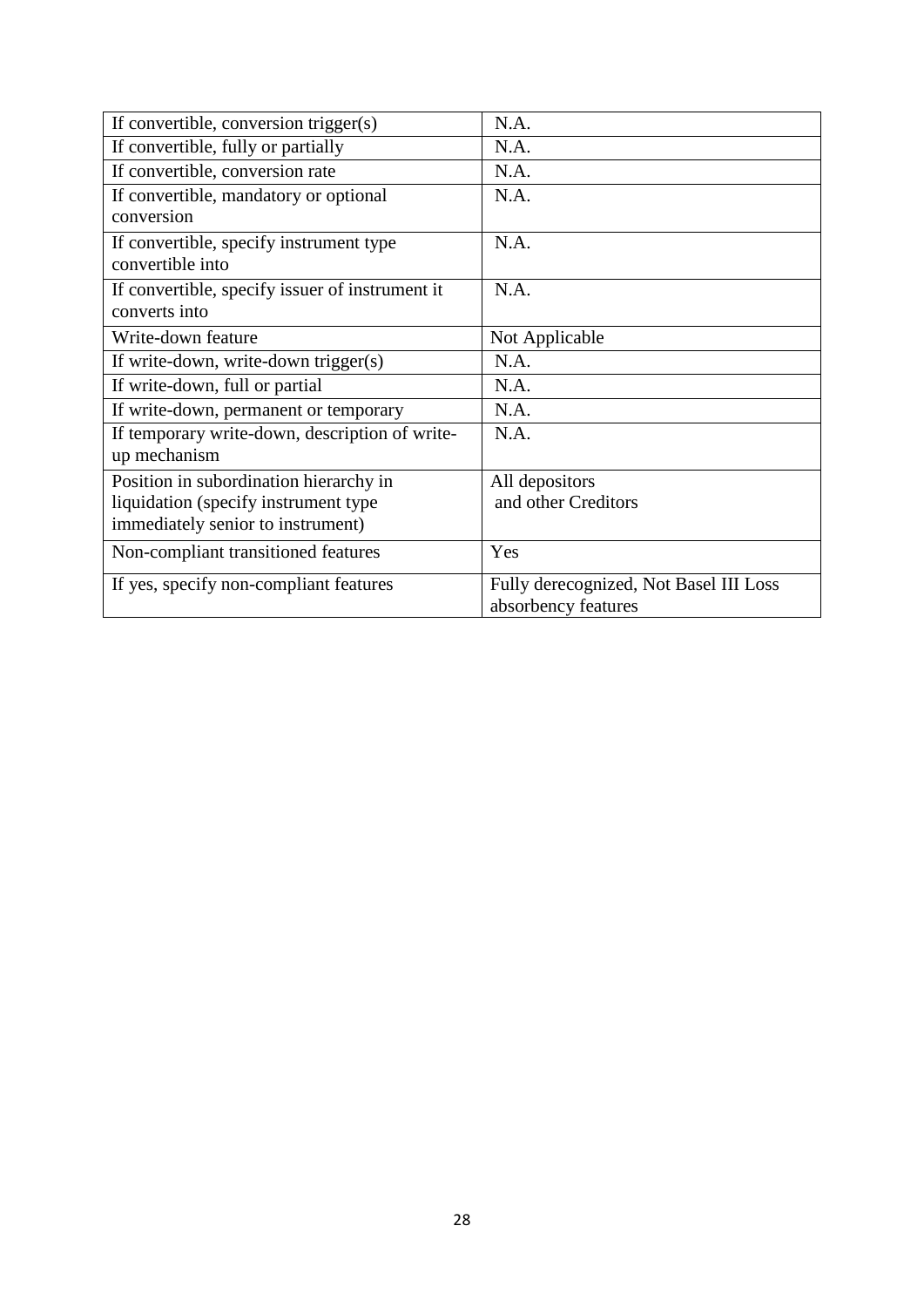| | |
|---|---|
| If convertible, conversion trigger(s) | N.A. |
| If convertible, fully or partially | N.A. |
| If convertible, conversion rate | N.A. |
| If convertible, mandatory or optional conversion | N.A. |
| If convertible, specify instrument type convertible into | N.A. |
| If convertible, specify issuer of instrument it converts into | N.A. |
| Write-down feature | Not Applicable |
| If write-down, write-down trigger(s) | N.A. |
| If write-down, full or partial | N.A. |
| If write-down, permanent or temporary | N.A. |
| If temporary write-down, description of write-up mechanism | N.A. |
| Position in subordination hierarchy in liquidation (specify instrument type immediately senior to instrument) | All depositors and other Creditors |
| Non-compliant transitioned features | Yes |
| If yes, specify non-compliant features | Fully derecognized, Not Basel III Loss absorbency features |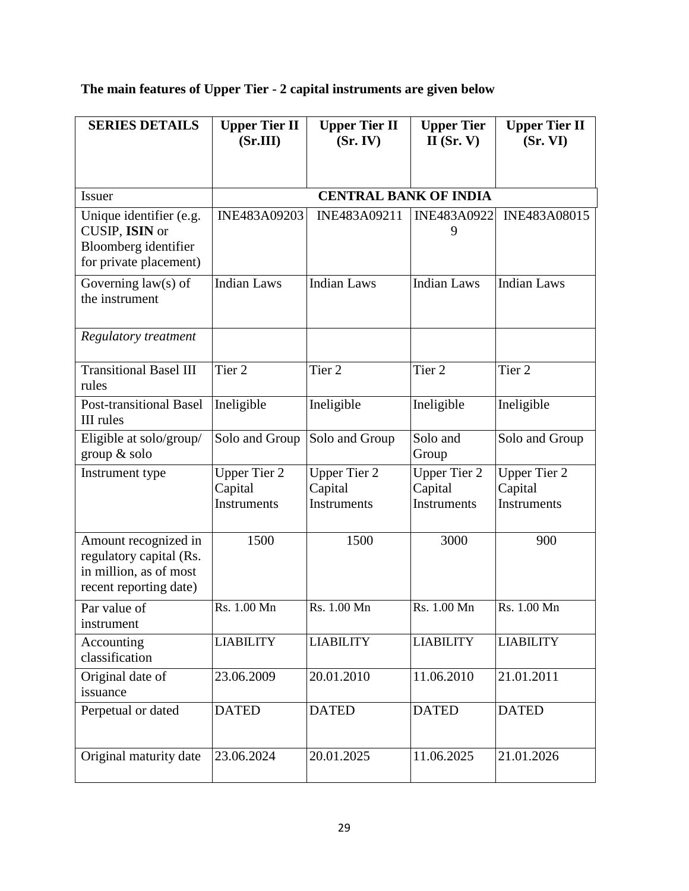**The main features of Upper Tier - 2 capital instruments are given below**

| SERIES DETAILS | Upper Tier II (Sr.III) | Upper Tier II (Sr. IV) | Upper Tier II (Sr. V) | Upper Tier II (Sr. VI) |
|---|---|---|---|---|
| Issuer | CENTRAL BANK OF INDIA | | | |
| Unique identifier (e.g. CUSIP, **ISIN** or Bloomberg identifier for private placement) | INE483A09203 | INE483A09211 | INE483A09229 | INE483A08015 |
| Governing law(s) of the instrument | Indian Laws | Indian Laws | Indian Laws | Indian Laws |
| *Regulatory treatment* | | | | |
| Transitional Basel III rules | Tier 2 | Tier 2 | Tier 2 | Tier 2 |
| Post-transitional Basel III rules | Ineligible | Ineligible | Ineligible | Ineligible |
| Eligible at solo/group/ group & solo | Solo and Group | Solo and Group | Solo and Group | Solo and Group |
| Instrument type | Upper Tier 2 Capital Instruments | Upper Tier 2 Capital Instruments | Upper Tier 2 Capital Instruments | Upper Tier 2 Capital Instruments |
| Amount recognized in regulatory capital (Rs. in million, as of most recent reporting date) | 1500 | 1500 | 3000 | 900 |
| Par value of instrument | Rs. 1.00 Mn | Rs. 1.00 Mn | Rs. 1.00 Mn | Rs. 1.00 Mn |
| Accounting classification | LIABILITY | LIABILITY | LIABILITY | LIABILITY |
| Original date of issuance | 23.06.2009 | 20.01.2010 | 11.06.2010 | 21.01.2011 |
| Perpetual or dated | DATED | DATED | DATED | DATED |
| Original maturity date | 23.06.2024 | 20.01.2025 | 11.06.2025 | 21.01.2026 |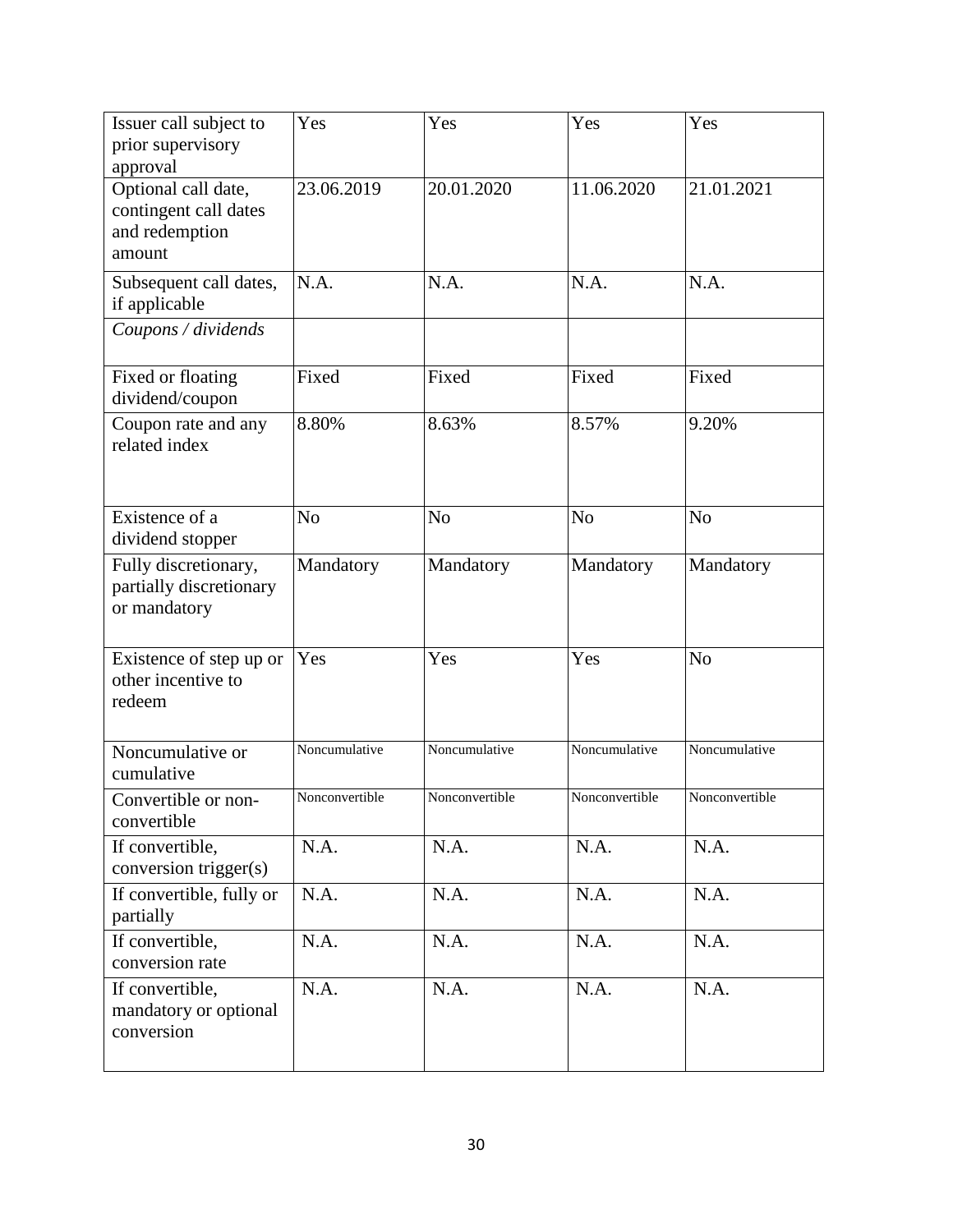| | | | | |
|---|---|---|---|---|
| Issuer call subject to prior supervisory approval | Yes | Yes | Yes | Yes |
| Optional call date, contingent call dates and redemption amount | 23.06.2019 | 20.01.2020 | 11.06.2020 | 21.01.2021 |
| Subsequent call dates, if applicable | N.A. | N.A. | N.A. | N.A. |
| *Coupons / dividends* | | | | |
| Fixed or floating dividend/coupon | Fixed | Fixed | Fixed | Fixed |
| Coupon rate and any related index | 8.80% | 8.63% | 8.57% | 9.20% |
| Existence of a dividend stopper | No | No | No | No |
| Fully discretionary, partially discretionary or mandatory | Mandatory | Mandatory | Mandatory | Mandatory |
| Existence of step up or other incentive to redeem | Yes | Yes | Yes | No |
| Noncumulative or cumulative | Noncumulative | Noncumulative | Noncumulative | Noncumulative |
| Convertible or non-convertible | Nonconvertible | Nonconvertible | Nonconvertible | Nonconvertible |
| If convertible, conversion trigger(s) | N.A. | N.A. | N.A. | N.A. |
| If convertible, fully or partially | N.A. | N.A. | N.A. | N.A. |
| If convertible, conversion rate | N.A. | N.A. | N.A. | N.A. |
| If convertible, mandatory or optional conversion | N.A. | N.A. | N.A. | N.A. |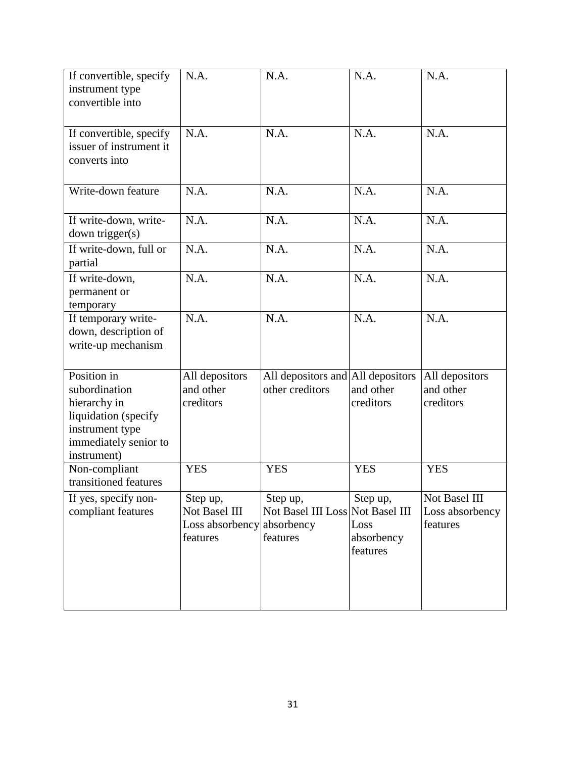| If convertible, specify instrument type convertible into | N.A. | N.A. | N.A. | N.A. |
|---|---|---|---|---|
| If convertible, specify issuer of instrument it converts into | N.A. | N.A. | N.A. | N.A. |
| Write-down feature | N.A. | N.A. | N.A. | N.A. |
| If write-down, write-down trigger(s) | N.A. | N.A. | N.A. | N.A. |
| If write-down, full or partial | N.A. | N.A. | N.A. | N.A. |
| If write-down, permanent or temporary | N.A. | N.A. | N.A. | N.A. |
| If temporary write-down, description of write-up mechanism | N.A. | N.A. | N.A. | N.A. |
| Position in subordination hierarchy in liquidation (specify instrument type immediately senior to instrument) | All depositors and other creditors | All depositors and other creditors | All depositors and other creditors | All depositors and other creditors |
| Non-compliant transitioned features | YES | YES | YES | YES |
| If yes, specify non-compliant features | Step up, Not Basel III Loss absorbency features | Step up, Not Basel III Loss absorbency features | Step up, Not Basel III Loss absorbency features | Not Basel III Loss absorbency features |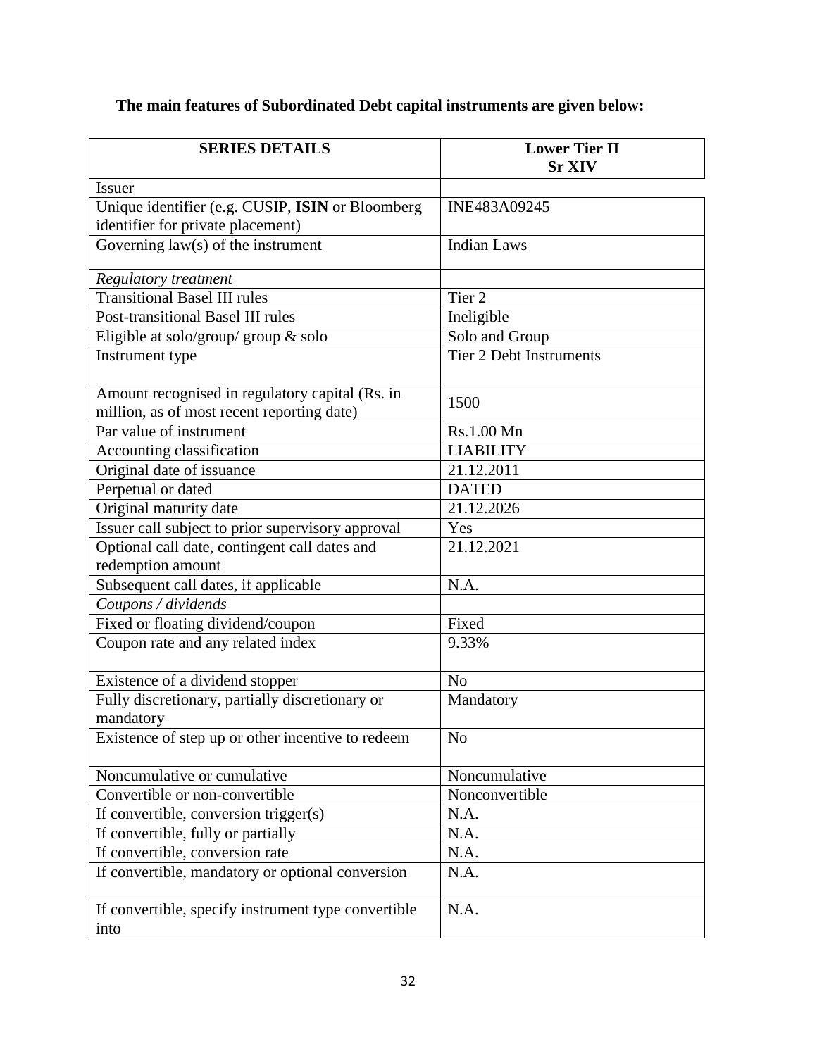**The main features of Subordinated Debt capital instruments are given below:**

| **SERIES DETAILS** | **Lower Tier II Sr XIV** |
|---|---|
| Issuer | |
| Unique identifier (e.g. CUSIP, **ISIN** or Bloomberg identifier for private placement) | INE483A09245 |
| Governing law(s) of the instrument | Indian Laws |
| *Regulatory treatment* | |
| Transitional Basel III rules | Tier 2 |
| Post-transitional Basel III rules | Ineligible |
| Eligible at solo/group/ group & solo | Solo and Group |
| Instrument type | Tier 2 Debt Instruments |
| Amount recognised in regulatory capital (Rs. in million, as of most recent reporting date) | 1500 |
| Par value of instrument | Rs.1.00 Mn |
| Accounting classification | LIABILITY |
| Original date of issuance | 21.12.2011 |
| Perpetual or dated | DATED |
| Original maturity date | 21.12.2026 |
| Issuer call subject to prior supervisory approval | Yes |
| Optional call date, contingent call dates and redemption amount | 21.12.2021 |
| Subsequent call dates, if applicable | N.A. |
| *Coupons / dividends* | |
| Fixed or floating dividend/coupon | Fixed |
| Coupon rate and any related index | 9.33% |
| Existence of a dividend stopper | No |
| Fully discretionary, partially discretionary or mandatory | Mandatory |
| Existence of step up or other incentive to redeem | No |
| Noncumulative or cumulative | Noncumulative |
| Convertible or non-convertible | Nonconvertible |
| If convertible, conversion trigger(s) | N.A. |
| If convertible, fully or partially | N.A. |
| If convertible, conversion rate | N.A. |
| If convertible, mandatory or optional conversion | N.A. |
| If convertible, specify instrument type convertible into | N.A. |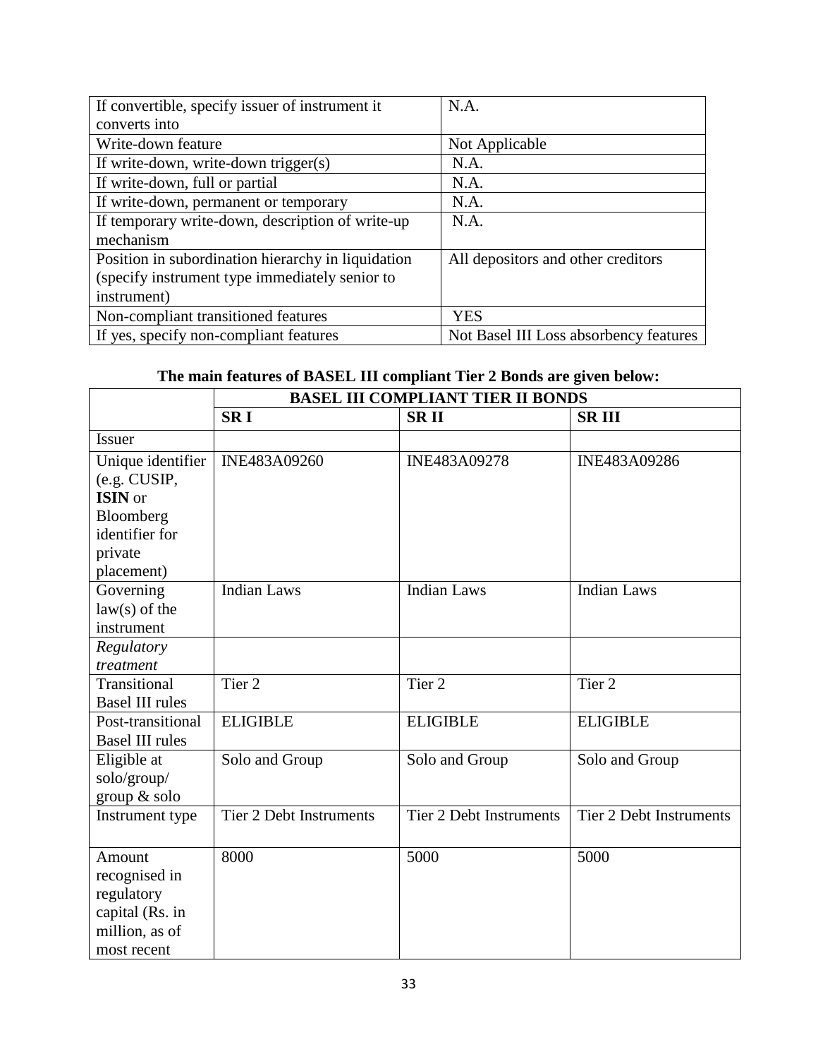| | |
|---|---|
| If convertible, specify issuer of instrument it converts into | N.A. |
| Write-down feature | Not Applicable |
| If write-down, write-down trigger(s) | N.A. |
| If write-down, full or partial | N.A. |
| If write-down, permanent or temporary | N.A. |
| If temporary write-down, description of write-up mechanism | N.A. |
| Position in subordination hierarchy in liquidation (specify instrument type immediately senior to instrument) | All depositors and other creditors |
| Non-compliant transitioned features | YES |
| If yes, specify non-compliant features | Not Basel III Loss absorbency features |

**The main features of BASEL III compliant Tier 2 Bonds are given below:**

| | **BASEL III COMPLIANT TIER II BONDS** | | |
|---|---|---|---|
| | **SR I** | **SR II** | **SR III** |
| Issuer | | | |
| Unique identifier (e.g. CUSIP, **ISIN** or Bloomberg identifier for private placement) | INE483A09260 | INE483A09278 | INE483A09286 |
| Governing law(s) of the instrument | Indian Laws | Indian Laws | Indian Laws |
| *Regulatory treatment* | | | |
| Transitional Basel III rules | Tier 2 | Tier 2 | Tier 2 |
| Post-transitional Basel III rules | ELIGIBLE | ELIGIBLE | ELIGIBLE |
| Eligible at solo/group/ group & solo | Solo and Group | Solo and Group | Solo and Group |
| Instrument type | Tier 2 Debt Instruments | Tier 2 Debt Instruments | Tier 2 Debt Instruments |
| Amount recognised in regulatory capital (Rs. in million, as of most recent | 8000 | 5000 | 5000 |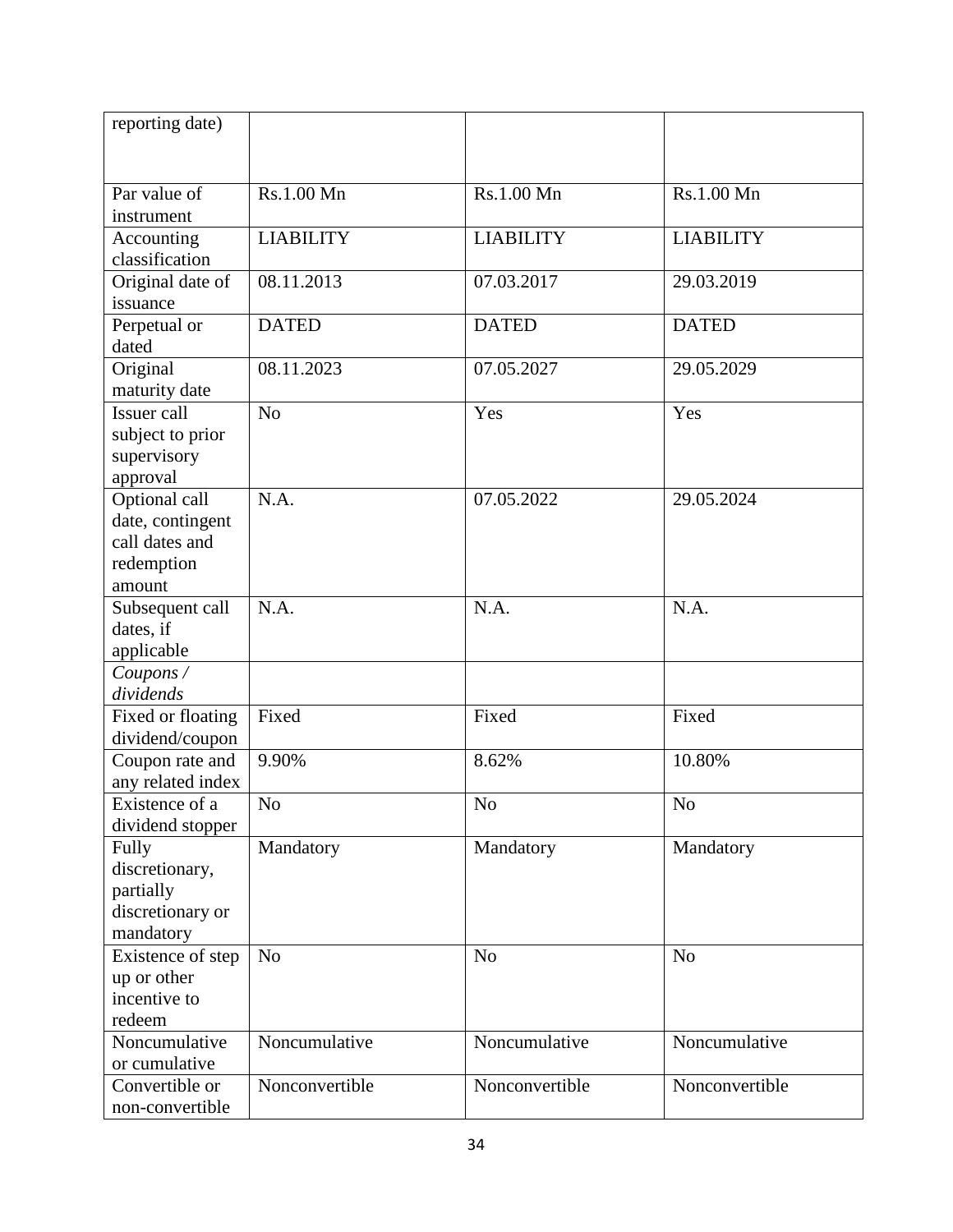| | | | |
|---|---|---|---|
| reporting date) | | | |
| Par value of instrument | Rs.1.00 Mn | Rs.1.00 Mn | Rs.1.00 Mn |
| Accounting classification | LIABILITY | LIABILITY | LIABILITY |
| Original date of issuance | 08.11.2013 | 07.03.2017 | 29.03.2019 |
| Perpetual or dated | DATED | DATED | DATED |
| Original maturity date | 08.11.2023 | 07.05.2027 | 29.05.2029 |
| Issuer call subject to prior supervisory approval | No | Yes | Yes |
| Optional call date, contingent call dates and redemption amount | N.A. | 07.05.2022 | 29.05.2024 |
| Subsequent call dates, if applicable | N.A. | N.A. | N.A. |
| *Coupons / dividends* | | | |
| Fixed or floating dividend/coupon | Fixed | Fixed | Fixed |
| Coupon rate and any related index | 9.90% | 8.62% | 10.80% |
| Existence of a dividend stopper | No | No | No |
| Fully discretionary, partially discretionary or mandatory | Mandatory | Mandatory | Mandatory |
| Existence of step up or other incentive to redeem | No | No | No |
| Noncumulative or cumulative | Noncumulative | Noncumulative | Noncumulative |
| Convertible or non-convertible | Nonconvertible | Nonconvertible | Nonconvertible |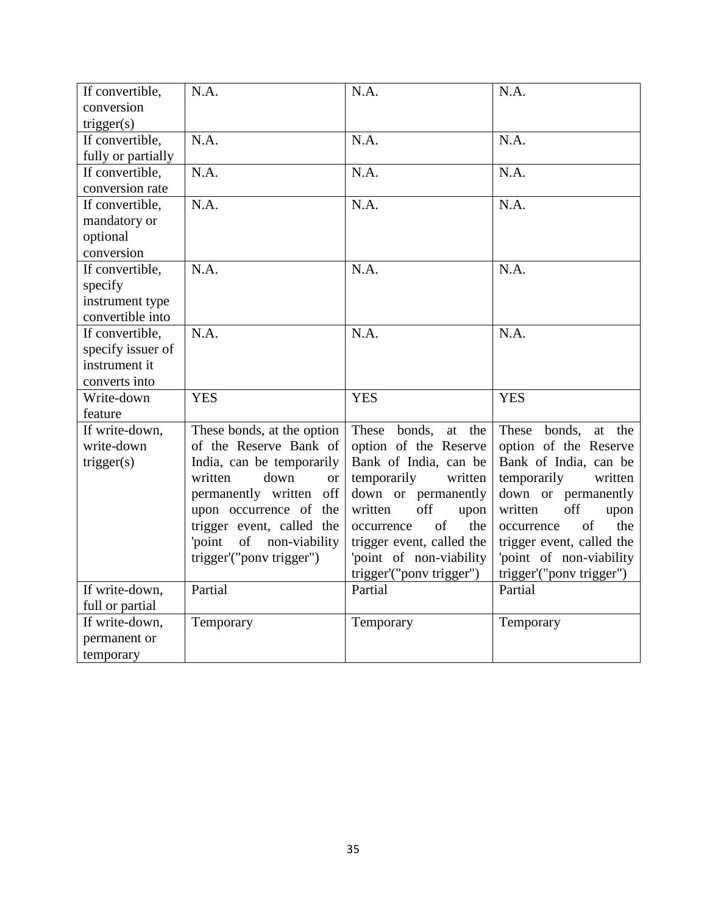| | | | |
|---|---|---|---|
| If convertible, conversion trigger(s) | N.A. | N.A. | N.A. |
| If convertible, fully or partially | N.A. | N.A. | N.A. |
| If convertible, conversion rate | N.A. | N.A. | N.A. |
| If convertible, mandatory or optional conversion | N.A. | N.A. | N.A. |
| If convertible, specify instrument type convertible into | N.A. | N.A. | N.A. |
| If convertible, specify issuer of instrument it converts into | N.A. | N.A. | N.A. |
| Write-down feature | YES | YES | YES |
| If write-down, write-down trigger(s) | These bonds, at the option of the Reserve Bank of India, can be temporarily written down or permanently written off upon occurrence of the trigger event, called the 'point of non-viability trigger'("ponv trigger") | These bonds, at the option of the Reserve Bank of India, can be temporarily written down or permanently written off upon occurrence of the trigger event, called the 'point of non-viability trigger'("ponv trigger") | These bonds, at the option of the Reserve Bank of India, can be temporarily written down or permanently written off upon occurrence of the trigger event, called the 'point of non-viability trigger'("ponv trigger") |
| If write-down, full or partial | Partial | Partial | Partial |
| If write-down, permanent or temporary | Temporary | Temporary | Temporary |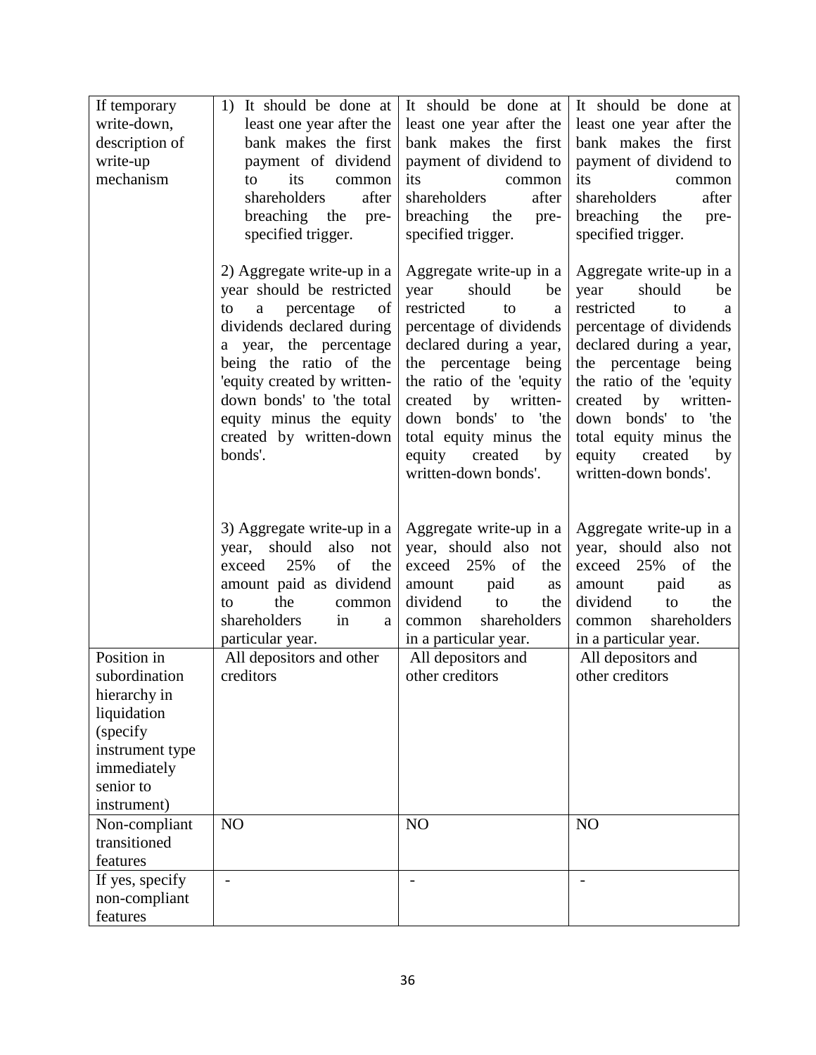| | | | |
|---|---|---|---|
| If temporary write-down, description of write-up mechanism | 1) It should be done at least one year after the bank makes the first payment of dividend to its common shareholders after breaching the pre-specified trigger.<br><br>2) Aggregate write-up in a year should be restricted to a percentage of dividends declared during a year, the percentage being the ratio of the 'equity created by written-down bonds' to 'the total equity minus the equity created by written-down bonds'.<br><br>3) Aggregate write-up in a year, should also not exceed 25% of the amount paid as dividend to the common shareholders in a particular year. | It should be done at least one year after the bank makes the first payment of dividend to its common shareholders after breaching the pre-specified trigger.<br><br>Aggregate write-up in a year should be restricted to a percentage of dividends declared during a year, the percentage being the ratio of the 'equity created by written-down bonds' to 'the total equity minus the equity created by written-down bonds'.<br><br>Aggregate write-up in a year, should also not exceed 25% of the amount paid as dividend to the common shareholders in a particular year. | It should be done at least one year after the bank makes the first payment of dividend to its common shareholders after breaching the pre-specified trigger.<br><br>Aggregate write-up in a year should be restricted to a percentage of dividends declared during a year, the percentage being the ratio of the 'equity created by written-down bonds' to 'the total equity minus the equity created by written-down bonds'.<br><br>Aggregate write-up in a year, should also not exceed 25% of the amount paid as dividend to the common shareholders in a particular year. |
| Position in subordination hierarchy in liquidation (specify instrument type immediately senior to instrument) | All depositors and other creditors | All depositors and other creditors | All depositors and other creditors |
| Non-compliant transitioned features | NO | NO | NO |
| If yes, specify non-compliant features | - | - | - |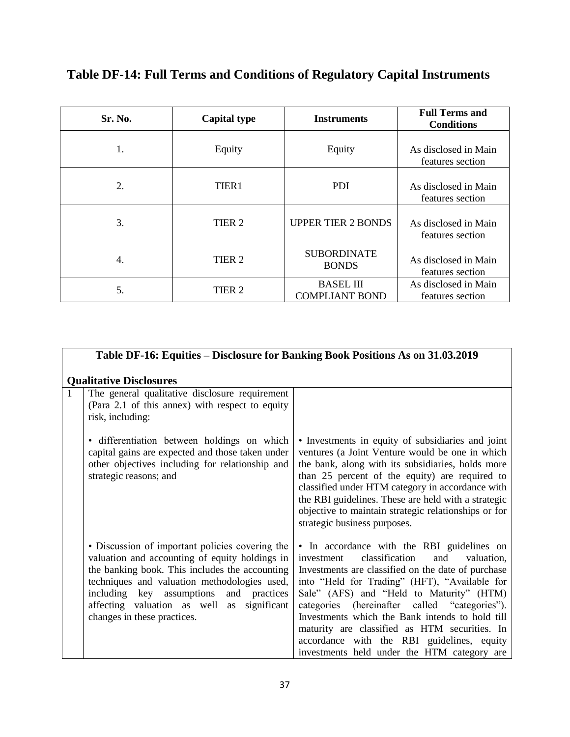## Table DF-14: Full Terms and Conditions of Regulatory Capital Instruments

| Sr. No. | Capital type | Instruments | Full Terms and Conditions |
|---|---|---|---|
| 1. | Equity | Equity | As disclosed in Main features section |
| 2. | TIER1 | PDI | As disclosed in Main features section |
| 3. | TIER 2 | UPPER TIER 2 BONDS | As disclosed in Main features section |
| 4. | TIER 2 | SUBORDINATE BONDS | As disclosed in Main features section |
| 5. | TIER 2 | BASEL III COMPLIANT BOND | As disclosed in Main features section |

## Table DF-16: Equities – Disclosure for Banking Book Positions As on 31.03.2019

**Qualitative Disclosures**

| | | |
|---|---|---|
| 1 | The general qualitative disclosure requirement (Para 2.1 of this annex) with respect to equity risk, including: | |
| | • differentiation between holdings on which capital gains are expected and those taken under other objectives including for relationship and strategic reasons; and | • Investments in equity of subsidiaries and joint ventures (a Joint Venture would be one in which the bank, along with its subsidiaries, holds more than 25 percent of the equity) are required to classified under HTM category in accordance with the RBI guidelines. These are held with a strategic objective to maintain strategic relationships or for strategic business purposes. |
| | • Discussion of important policies covering the valuation and accounting of equity holdings in the banking book. This includes the accounting techniques and valuation methodologies used, including key assumptions and practices affecting valuation as well as significant changes in these practices. | • In accordance with the RBI guidelines on investment classification and valuation, Investments are classified on the date of purchase into "Held for Trading" (HFT), "Available for Sale" (AFS) and "Held to Maturity" (HTM) categories (hereinafter called "categories"). Investments which the Bank intends to hold till maturity are classified as HTM securities. In accordance with the RBI guidelines, equity investments held under the HTM category are |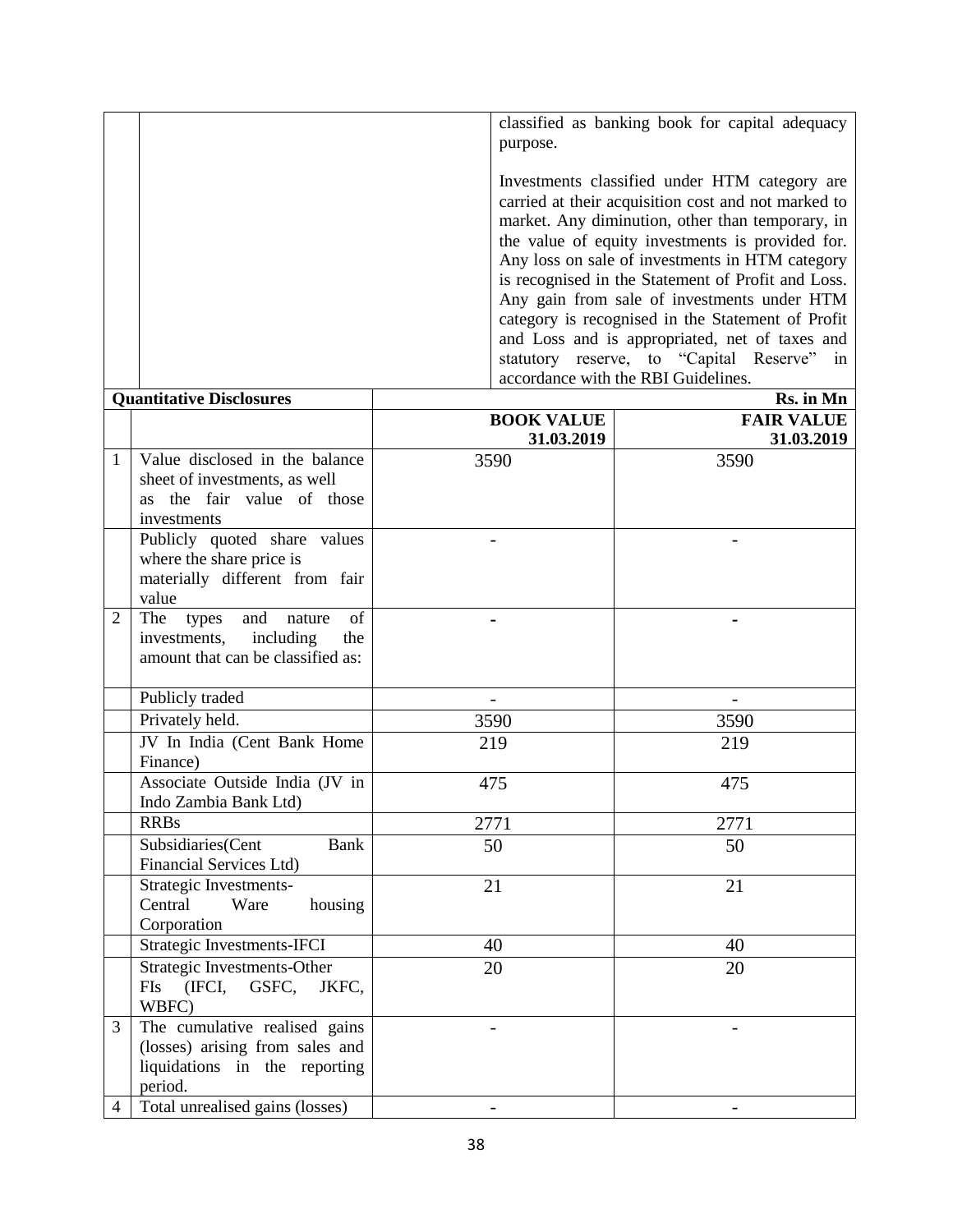| | | |
|---|---|---|
| | | classified as banking book for capital adequacy purpose.<br><br>Investments classified under HTM category are carried at their acquisition cost and not marked to market. Any diminution, other than temporary, in the value of equity investments is provided for. Any loss on sale of investments in HTM category is recognised in the Statement of Profit and Loss. Any gain from sale of investments under HTM category is recognised in the Statement of Profit and Loss and is appropriated, net of taxes and statutory reserve, to "Capital Reserve" in accordance with the RBI Guidelines. |

| **Quantitative Disclosures** | | | **Rs. in Mn** |
|---|---|---|---|
| | | **BOOK VALUE 31.03.2019** | **FAIR VALUE 31.03.2019** |
| 1 | Value disclosed in the balance sheet of investments, as well as the fair value of those investments | 3590 | 3590 |
| | Publicly quoted share values where the share price is materially different from fair value | - | - |
| 2 | The types and nature of investments, including the amount that can be classified as: | - | - |
| | Publicly traded | - | - |
| | Privately held. | 3590 | 3590 |
| | JV In India (Cent Bank Home Finance) | 219 | 219 |
| | Associate Outside India (JV in Indo Zambia Bank Ltd) | 475 | 475 |
| | RRBs | 2771 | 2771 |
| | Subsidiaries(Cent Bank Financial Services Ltd) | 50 | 50 |
| | Strategic Investments- Central Ware housing Corporation | 21 | 21 |
| | Strategic Investments-IFCI | 40 | 40 |
| | Strategic Investments-Other FIs (IFCI, GSFC, JKFC, WBFC) | 20 | 20 |
| 3 | The cumulative realised gains (losses) arising from sales and liquidations in the reporting period. | - | - |
| 4 | Total unrealised gains (losses) | - | - |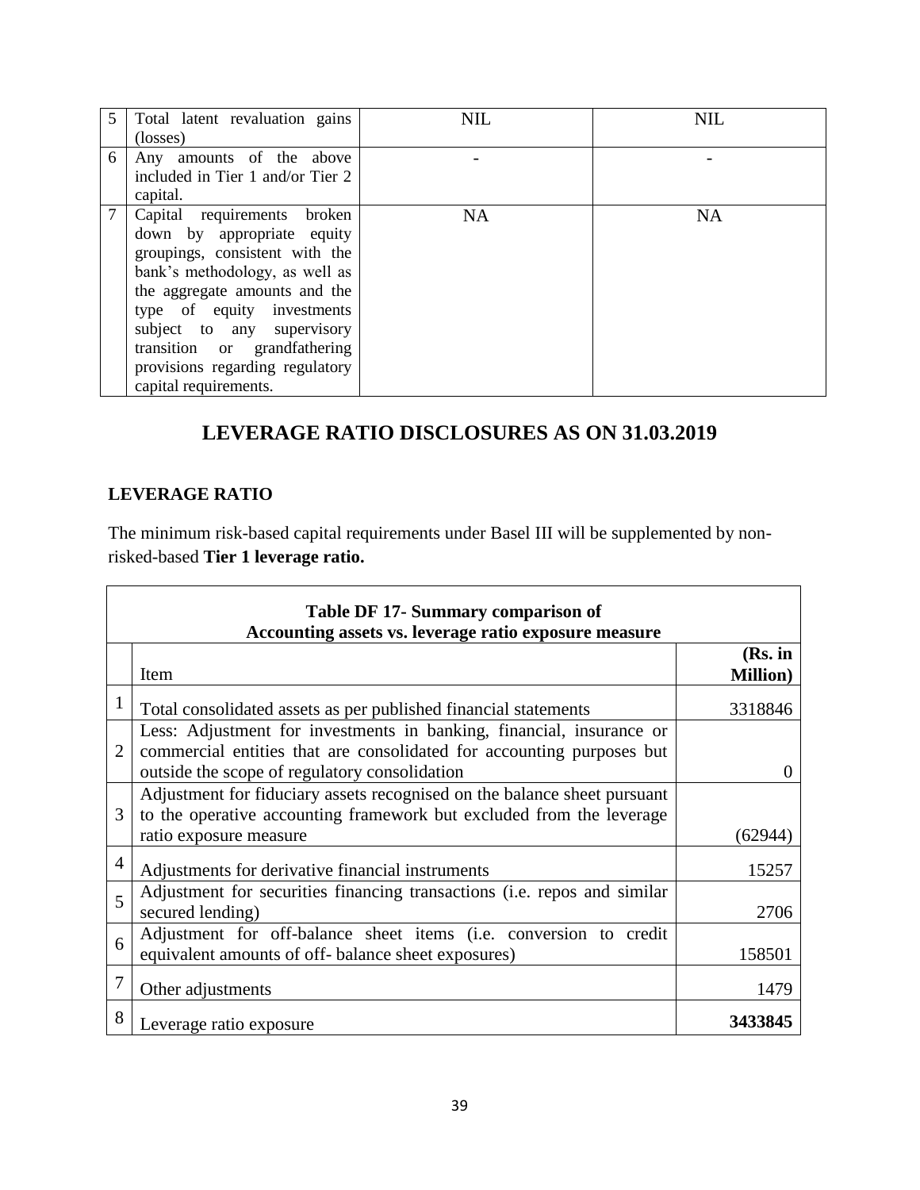| | | | |
|---|---|---|---|
| 5 | Total latent revaluation gains (losses) | NIL | NIL |
| 6 | Any amounts of the above included in Tier 1 and/or Tier 2 capital. | - | - |
| 7 | Capital requirements broken down by appropriate equity groupings, consistent with the bank's methodology, as well as the aggregate amounts and the type of equity investments subject to any supervisory transition or grandfathering provisions regarding regulatory capital requirements. | NA | NA |

## LEVERAGE RATIO DISCLOSURES AS ON 31.03.2019

### LEVERAGE RATIO

The minimum risk-based capital requirements under Basel III will be supplemented by non-risked-based **Tier 1 leverage ratio.**

**Table DF 17- Summary comparison of Accounting assets vs. leverage ratio exposure measure**

| | Item | (Rs. in Million) |
|---|---|---|
| 1 | Total consolidated assets as per published financial statements | 3318846 |
| 2 | Less: Adjustment for investments in banking, financial, insurance or commercial entities that are consolidated for accounting purposes but outside the scope of regulatory consolidation | 0 |
| 3 | Adjustment for fiduciary assets recognised on the balance sheet pursuant to the operative accounting framework but excluded from the leverage ratio exposure measure | (62944) |
| 4 | Adjustments for derivative financial instruments | 15257 |
| 5 | Adjustment for securities financing transactions (i.e. repos and similar secured lending) | 2706 |
| 6 | Adjustment for off-balance sheet items (i.e. conversion to credit equivalent amounts of off- balance sheet exposures) | 158501 |
| 7 | Other adjustments | 1479 |
| 8 | Leverage ratio exposure | **3433845** |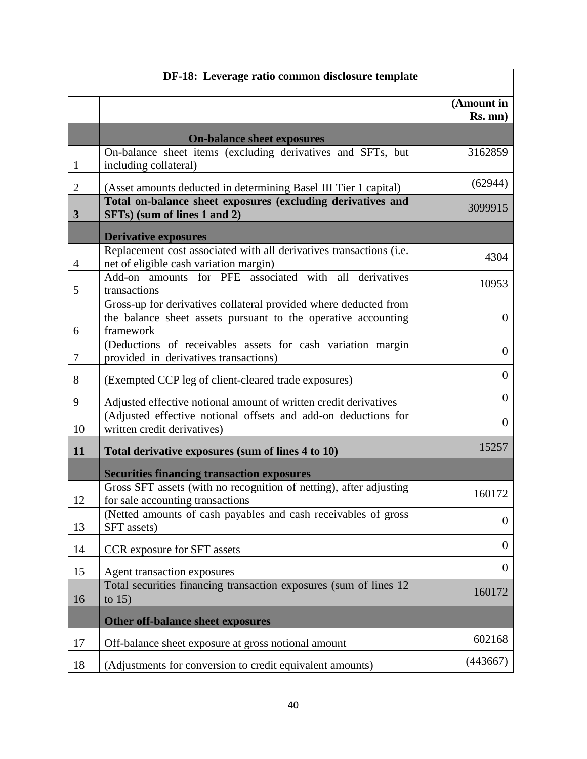| DF-18: Leverage ratio common disclosure template | | |
|---|---|---|
| | | **(Amount in Rs. mn)** |
| | **On-balance sheet exposures** | |
| 1 | On-balance sheet items (excluding derivatives and SFTs, but including collateral) | 3162859 |
| 2 | (Asset amounts deducted in determining Basel III Tier 1 capital) | (62944) |
| **3** | **Total on-balance sheet exposures (excluding derivatives and SFTs) (sum of lines 1 and 2)** | 3099915 |
| | **Derivative exposures** | |
| 4 | Replacement cost associated with all derivatives transactions (i.e. net of eligible cash variation margin) | 4304 |
| 5 | Add-on amounts for PFE associated with all derivatives transactions | 10953 |
| 6 | Gross-up for derivatives collateral provided where deducted from the balance sheet assets pursuant to the operative accounting framework | 0 |
| 7 | (Deductions of receivables assets for cash variation margin provided in derivatives transactions) | 0 |
| 8 | (Exempted CCP leg of client-cleared trade exposures) | 0 |
| 9 | Adjusted effective notional amount of written credit derivatives | 0 |
| 10 | (Adjusted effective notional offsets and add-on deductions for written credit derivatives) | 0 |
| **11** | **Total derivative exposures (sum of lines 4 to 10)** | 15257 |
| | **Securities financing transaction exposures** | |
| 12 | Gross SFT assets (with no recognition of netting), after adjusting for sale accounting transactions | 160172 |
| 13 | (Netted amounts of cash payables and cash receivables of gross SFT assets) | 0 |
| 14 | CCR exposure for SFT assets | 0 |
| 15 | Agent transaction exposures | 0 |
| 16 | Total securities financing transaction exposures (sum of lines 12 to 15) | 160172 |
| | **Other off-balance sheet exposures** | |
| 17 | Off-balance sheet exposure at gross notional amount | 602168 |
| 18 | (Adjustments for conversion to credit equivalent amounts) | (443667) |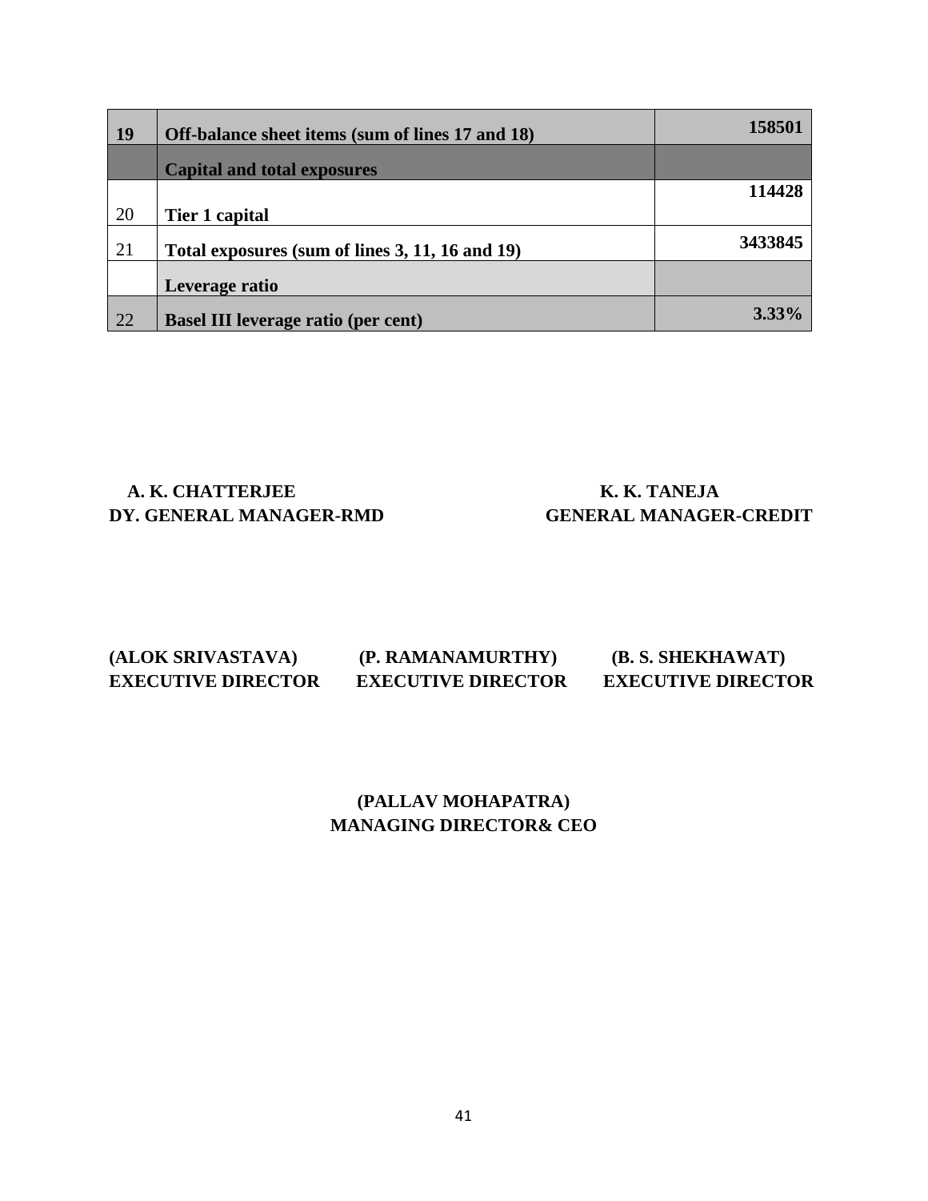| | | |
|---|---|---|
| **19** | **Off-balance sheet items (sum of lines 17 and 18)** | **158501** |
| | **Capital and total exposures** | |
| 20 | **Tier 1 capital** | **114428** |
| 21 | **Total exposures (sum of lines 3, 11, 16 and 19)** | **3433845** |
| | **Leverage ratio** | |
| 22 | **Basel III leverage ratio (per cent)** | **3.33%** |

**A. K. CHATTERJEE**
**DY. GENERAL MANAGER-RMD**

**K. K. TANEJA**
**GENERAL MANAGER-CREDIT**

**(ALOK SRIVASTAVA)**
**EXECUTIVE DIRECTOR**

**(P. RAMANAMURTHY)**
**EXECUTIVE DIRECTOR**

**(B. S. SHEKHAWAT)**
**EXECUTIVE DIRECTOR**

**(PALLAV MOHAPATRA)**
**MANAGING DIRECTOR& CEO**